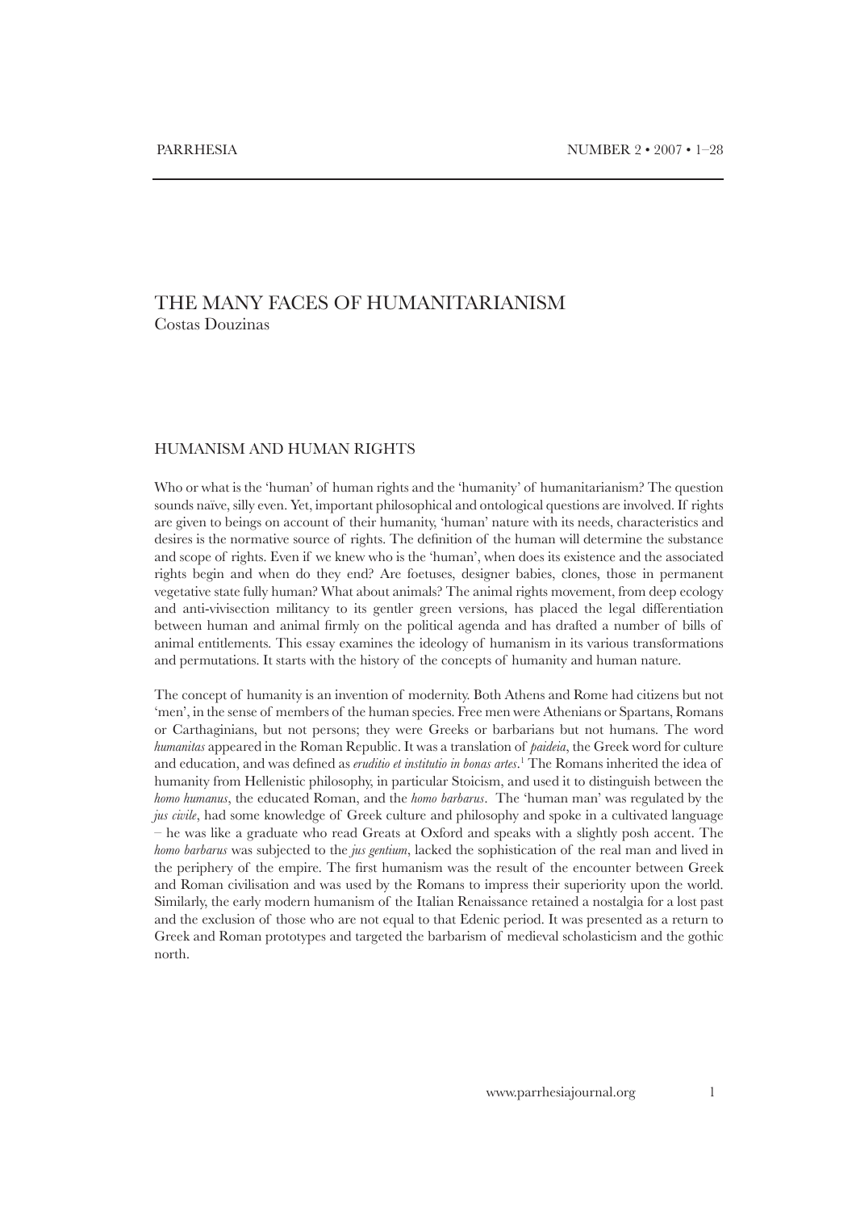# THE MANY FACES OF HUMANITARIANISM

Costas Douzinas

## HUMANISM AND HUMAN RIGHTS

Who or what is the 'human' of human rights and the 'humanity' of humanitarianism? The question sounds naïve, silly even. Yet, important philosophical and ontological questions are involved. If rights are given to beings on account of their humanity, 'human' nature with its needs, characteristics and desires is the normative source of rights. The definition of the human will determine the substance and scope of rights. Even if we knew who is the 'human', when does its existence and the associated rights begin and when do they end? Are foetuses, designer babies, clones, those in permanent vegetative state fully human? What about animals? The animal rights movement, from deep ecology and anti-vivisection militancy to its gentler green versions, has placed the legal differentiation between human and animal firmly on the political agenda and has drafted a number of bills of animal entitlements. This essay examines the ideology of humanism in its various transformations and permutations. It starts with the history of the concepts of humanity and human nature.

The concept of humanity is an invention of modernity. Both Athens and Rome had citizens but not 'men', in the sense of members of the human species. Free men were Athenians or Spartans, Romans or Carthaginians, but not persons; they were Greeks or barbarians but not humans. The word *humanitas* appeared in the Roman Republic. It was a translation of *paideia*, the Greek word for culture and education, and was defined as *eruditio et institutio in bonas artes*.[1] The Romans inherited the idea of humanity from Hellenistic philosophy, in particular Stoicism, and used it to distinguish between the *homo humanus*, the educated Roman, and the *homo barbarus*. The 'human man' was regulated by the *jus civile*, had some knowledge of Greek culture and philosophy and spoke in a cultivated language – he was like a graduate who read Greats at Oxford and speaks with a slightly posh accent. The *homo barbarus* was subjected to the *jus gentium*, lacked the sophistication of the real man and lived in the periphery of the empire. The first humanism was the result of the encounter between Greek and Roman civilisation and was used by the Romans to impress their superiority upon the world. Similarly, the early modern humanism of the Italian Renaissance retained a nostalgia for a lost past and the exclusion of those who are not equal to that Edenic period. It was presented as a return to Greek and Roman prototypes and targeted the barbarism of medieval scholasticism and the gothic north.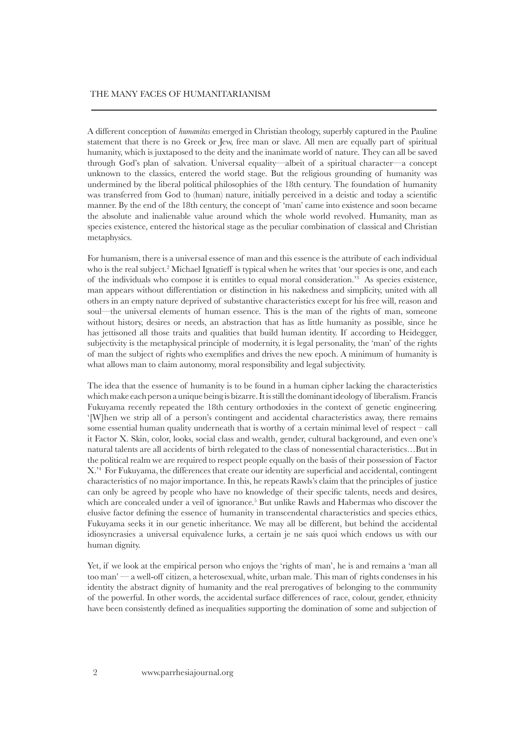A different conception of *humanitas* emerged in Christian theology, superbly captured in the Pauline statement that there is no Greek or Jew, free man or slave. All men are equally part of spiritual humanity, which is juxtaposed to the deity and the inanimate world of nature. They can all be saved through God's plan of salvation. Universal equality—albeit of a spiritual character—a concept unknown to the classics, entered the world stage. But the religious grounding of humanity was undermined by the liberal political philosophies of the 18th century. The foundation of humanity was transferred from God to (human) nature, initially perceived in a deistic and today a scientific manner. By the end of the 18th century, the concept of 'man' came into existence and soon became the absolute and inalienable value around which the whole world revolved. Humanity, man as species existence, entered the historical stage as the peculiar combination of classical and Christian metaphysics.

For humanism, there is a universal essence of man and this essence is the attribute of each individual who is the real subject.[2] Michael Ignatieff is typical when he writes that 'our species is one, and each of the individuals who compose it is entitles to equal moral consideration.'[3] As species existence, man appears without differentiation or distinction in his nakedness and simplicity, united with all others in an empty nature deprived of substantive characteristics except for his free will, reason and soul—the universal elements of human essence. This is the man of the rights of man, someone without history, desires or needs, an abstraction that has as little humanity as possible, since he has jettisoned all those traits and qualities that build human identity. If according to Heidegger, subjectivity is the metaphysical principle of modernity, it is legal personality, the 'man' of the rights of man the subject of rights who exemplifies and drives the new epoch. A minimum of humanity is what allows man to claim autonomy, moral responsibility and legal subjectivity.

The idea that the essence of humanity is to be found in a human cipher lacking the characteristics which make each person a unique being is bizarre. It is still the dominant ideology of liberalism. Francis Fukuyama recently repeated the 18th century orthodoxies in the context of genetic engineering. '[W]hen we strip all of a person's contingent and accidental characteristics away, there remains some essential human quality underneath that is worthy of a certain minimal level of respect – call it Factor X. Skin, color, looks, social class and wealth, gender, cultural background, and even one's natural talents are all accidents of birth relegated to the class of nonessential characteristics…But in the political realm we are required to respect people equally on the basis of their possession of Factor X.'[4] For Fukuyama, the differences that create our identity are superficial and accidental, contingent characteristics of no major importance. In this, he repeats Rawls's claim that the principles of justice can only be agreed by people who have no knowledge of their specific talents, needs and desires, which are concealed under a veil of ignorance.[5] But unlike Rawls and Habermas who discover the elusive factor defining the essence of humanity in transcendental characteristics and species ethics, Fukuyama seeks it in our genetic inheritance. We may all be different, but behind the accidental idiosyncrasies a universal equivalence lurks, a certain je ne sais quoi which endows us with our human dignity.

Yet, if we look at the empirical person who enjoys the 'rights of man', he is and remains a 'man all too man' — a well-off citizen, a heterosexual, white, urban male. This man of rights condenses in his identity the abstract dignity of humanity and the real prerogatives of belonging to the community of the powerful. In other words, the accidental surface differences of race, colour, gender, ethnicity have been consistently defined as inequalities supporting the domination of some and subjection of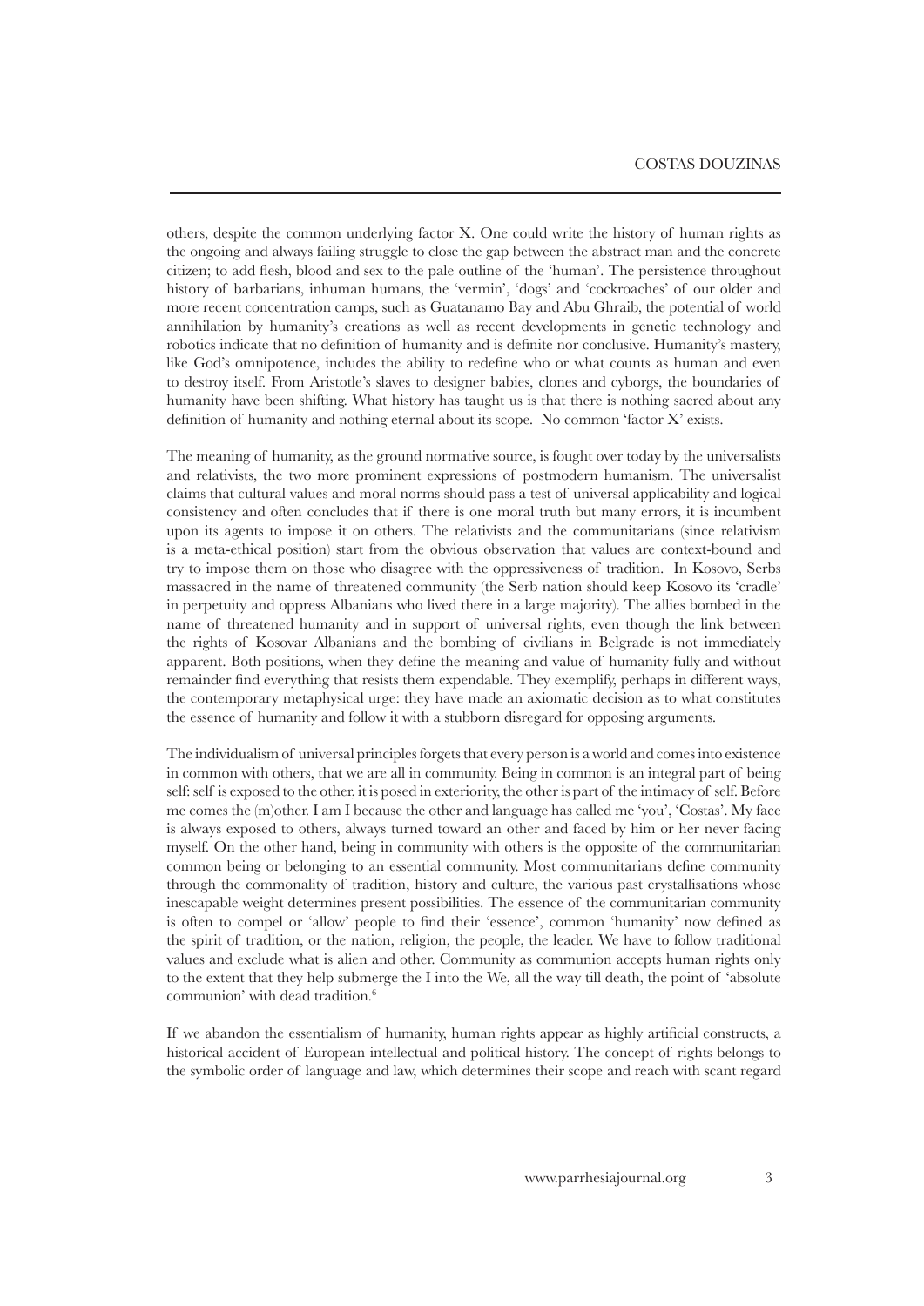others, despite the common underlying factor X. One could write the history of human rights as the ongoing and always failing struggle to close the gap between the abstract man and the concrete citizen; to add flesh, blood and sex to the pale outline of the 'human'. The persistence throughout history of barbarians, inhuman humans, the 'vermin', 'dogs' and 'cockroaches' of our older and more recent concentration camps, such as Guatanamo Bay and Abu Ghraib, the potential of world annihilation by humanity's creations as well as recent developments in genetic technology and robotics indicate that no definition of humanity and is definite nor conclusive. Humanity's mastery, like God's omnipotence, includes the ability to redefine who or what counts as human and even to destroy itself. From Aristotle's slaves to designer babies, clones and cyborgs, the boundaries of humanity have been shifting. What history has taught us is that there is nothing sacred about any definition of humanity and nothing eternal about its scope. No common 'factor X' exists.

The meaning of humanity, as the ground normative source, is fought over today by the universalists and relativists, the two more prominent expressions of postmodern humanism. The universalist claims that cultural values and moral norms should pass a test of universal applicability and logical consistency and often concludes that if there is one moral truth but many errors, it is incumbent upon its agents to impose it on others. The relativists and the communitarians (since relativism is a meta-ethical position) start from the obvious observation that values are context-bound and try to impose them on those who disagree with the oppressiveness of tradition. In Kosovo, Serbs massacred in the name of threatened community (the Serb nation should keep Kosovo its 'cradle' in perpetuity and oppress Albanians who lived there in a large majority). The allies bombed in the name of threatened humanity and in support of universal rights, even though the link between the rights of Kosovar Albanians and the bombing of civilians in Belgrade is not immediately apparent. Both positions, when they define the meaning and value of humanity fully and without remainder find everything that resists them expendable. They exemplify, perhaps in different ways, the contemporary metaphysical urge: they have made an axiomatic decision as to what constitutes the essence of humanity and follow it with a stubborn disregard for opposing arguments.

The individualism of universal principles forgets that every person is a world and comes into existence in common with others, that we are all in community. Being in common is an integral part of being self: self is exposed to the other, it is posed in exteriority, the other is part of the intimacy of self. Before me comes the (m)other. I am I because the other and language has called me 'you', 'Costas'. My face is always exposed to others, always turned toward an other and faced by him or her never facing myself. On the other hand, being in community with others is the opposite of the communitarian common being or belonging to an essential community. Most communitarians define community through the commonality of tradition, history and culture, the various past crystallisations whose inescapable weight determines present possibilities. The essence of the communitarian community is often to compel or 'allow' people to find their 'essence', common 'humanity' now defined as the spirit of tradition, or the nation, religion, the people, the leader. We have to follow traditional values and exclude what is alien and other. Community as communion accepts human rights only to the extent that they help submerge the I into the We, all the way till death, the point of 'absolute communion' with dead tradition.[6]

If we abandon the essentialism of humanity, human rights appear as highly artificial constructs, a historical accident of European intellectual and political history. The concept of rights belongs to the symbolic order of language and law, which determines their scope and reach with scant regard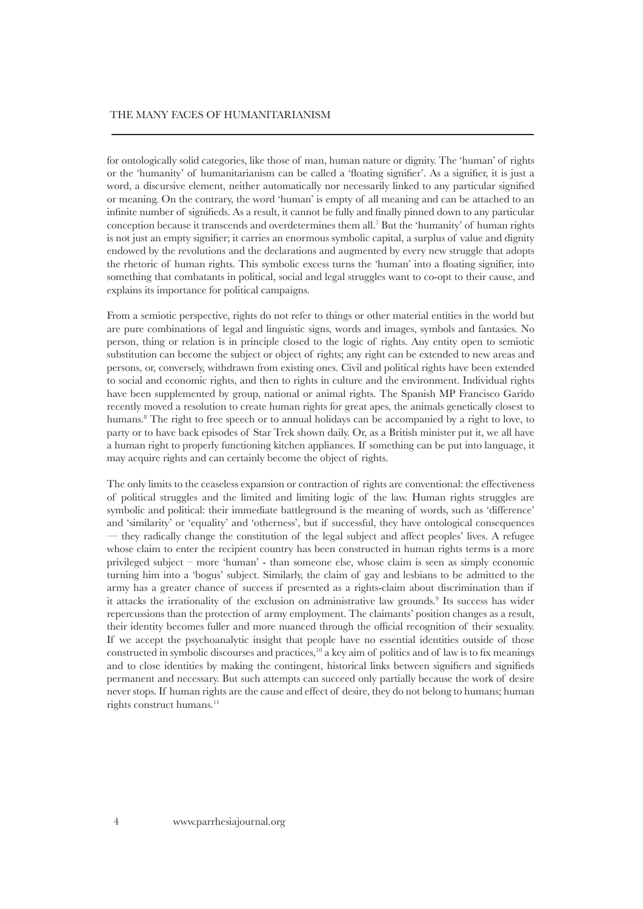for ontologically solid categories, like those of man, human nature or dignity. The 'human' of rights or the 'humanity' of humanitarianism can be called a 'floating signifier'. As a signifier, it is just a word, a discursive element, neither automatically nor necessarily linked to any particular signified or meaning. On the contrary, the word 'human' is empty of all meaning and can be attached to an infinite number of signifieds. As a result, it cannot be fully and finally pinned down to any particular conception because it transcends and overdetermines them all.[7] But the 'humanity' of human rights is not just an empty signifier; it carries an enormous symbolic capital, a surplus of value and dignity endowed by the revolutions and the declarations and augmented by every new struggle that adopts the rhetoric of human rights. This symbolic excess turns the 'human' into a floating signifier, into something that combatants in political, social and legal struggles want to co-opt to their cause, and explains its importance for political campaigns.

From a semiotic perspective, rights do not refer to things or other material entities in the world but are pure combinations of legal and linguistic signs, words and images, symbols and fantasies. No person, thing or relation is in principle closed to the logic of rights. Any entity open to semiotic substitution can become the subject or object of rights; any right can be extended to new areas and persons, or, conversely, withdrawn from existing ones. Civil and political rights have been extended to social and economic rights, and then to rights in culture and the environment. Individual rights have been supplemented by group, national or animal rights. The Spanish MP Francisco Garido recently moved a resolution to create human rights for great apes, the animals genetically closest to humans.[8] The right to free speech or to annual holidays can be accompanied by a right to love, to party or to have back episodes of Star Trek shown daily. Or, as a British minister put it, we all have a human right to properly functioning kitchen appliances. If something can be put into language, it may acquire rights and can certainly become the object of rights.

The only limits to the ceaseless expansion or contraction of rights are conventional: the effectiveness of political struggles and the limited and limiting logic of the law. Human rights struggles are symbolic and political: their immediate battleground is the meaning of words, such as 'difference' and 'similarity' or 'equality' and 'otherness', but if successful, they have ontological consequences — they radically change the constitution of the legal subject and affect peoples' lives. A refugee whose claim to enter the recipient country has been constructed in human rights terms is a more privileged subject – more 'human' - than someone else, whose claim is seen as simply economic turning him into a 'bogus' subject. Similarly, the claim of gay and lesbians to be admitted to the army has a greater chance of success if presented as a rights-claim about discrimination than if it attacks the irrationality of the exclusion on administrative law grounds.[9] Its success has wider repercussions than the protection of army employment. The claimants' position changes as a result, their identity becomes fuller and more nuanced through the official recognition of their sexuality. If we accept the psychoanalytic insight that people have no essential identities outside of those constructed in symbolic discourses and practices,[10] a key aim of politics and of law is to fix meanings and to close identities by making the contingent, historical links between signifiers and signifieds permanent and necessary. But such attempts can succeed only partially because the work of desire never stops. If human rights are the cause and effect of desire, they do not belong to humans; human rights construct humans.[11]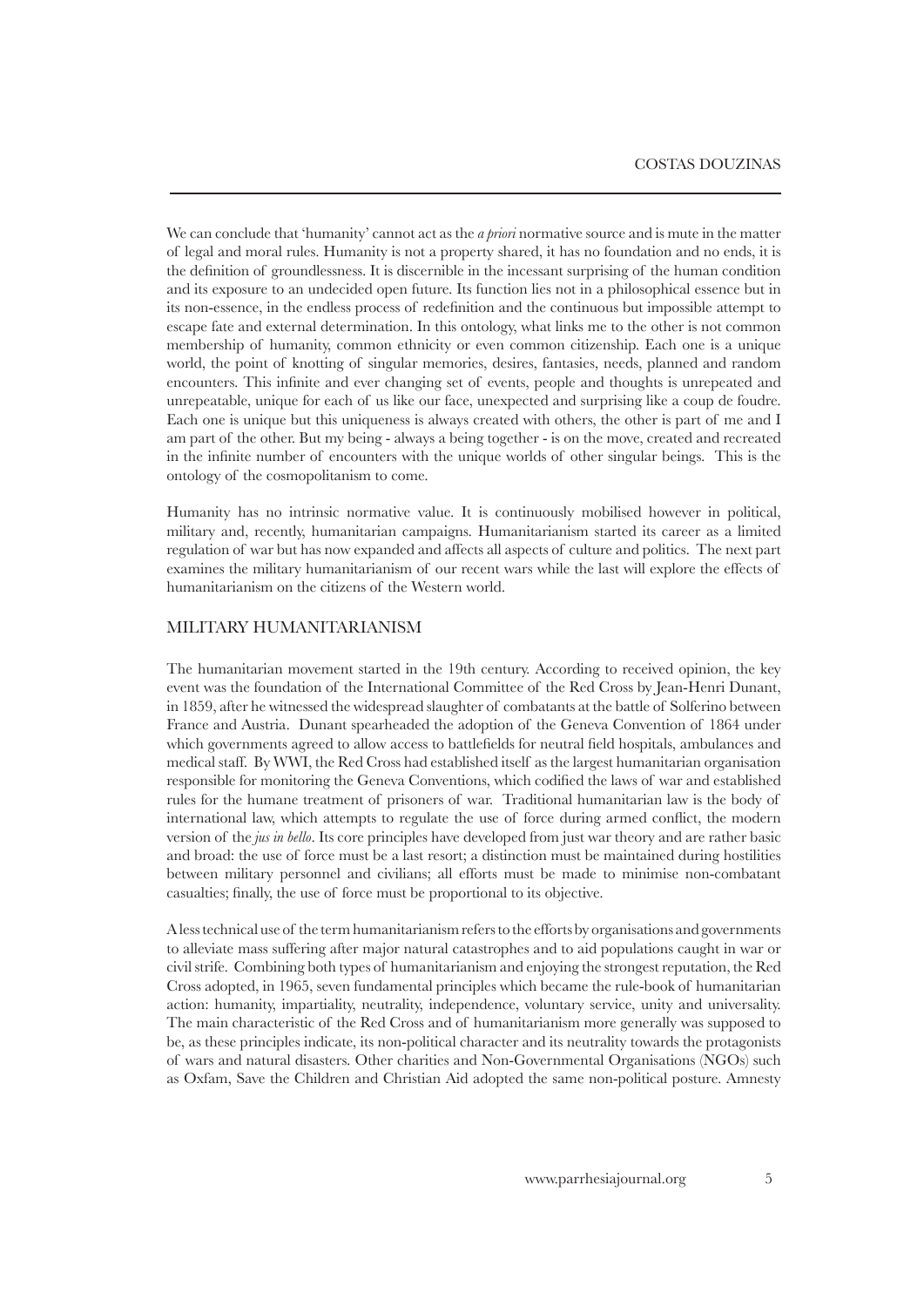We can conclude that 'humanity' cannot act as the *a priori* normative source and is mute in the matter of legal and moral rules. Humanity is not a property shared, it has no foundation and no ends, it is the definition of groundlessness. It is discernible in the incessant surprising of the human condition and its exposure to an undecided open future. Its function lies not in a philosophical essence but in its non-essence, in the endless process of redefinition and the continuous but impossible attempt to escape fate and external determination. In this ontology, what links me to the other is not common membership of humanity, common ethnicity or even common citizenship. Each one is a unique world, the point of knotting of singular memories, desires, fantasies, needs, planned and random encounters. This infinite and ever changing set of events, people and thoughts is unrepeated and unrepeatable, unique for each of us like our face, unexpected and surprising like a coup de foudre. Each one is unique but this uniqueness is always created with others, the other is part of me and I am part of the other. But my being - always a being together - is on the move, created and recreated in the infinite number of encounters with the unique worlds of other singular beings. This is the ontology of the cosmopolitanism to come.

Humanity has no intrinsic normative value. It is continuously mobilised however in political, military and, recently, humanitarian campaigns. Humanitarianism started its career as a limited regulation of war but has now expanded and affects all aspects of culture and politics. The next part examines the military humanitarianism of our recent wars while the last will explore the effects of humanitarianism on the citizens of the Western world.

## MILITARY HUMANITARIANISM

The humanitarian movement started in the 19th century. According to received opinion, the key event was the foundation of the International Committee of the Red Cross by Jean-Henri Dunant, in 1859, after he witnessed the widespread slaughter of combatants at the battle of Solferino between France and Austria. Dunant spearheaded the adoption of the Geneva Convention of 1864 under which governments agreed to allow access to battlefields for neutral field hospitals, ambulances and medical staff. By WWI, the Red Cross had established itself as the largest humanitarian organisation responsible for monitoring the Geneva Conventions, which codified the laws of war and established rules for the humane treatment of prisoners of war. Traditional humanitarian law is the body of international law, which attempts to regulate the use of force during armed conflict, the modern version of the *jus in bello*. Its core principles have developed from just war theory and are rather basic and broad: the use of force must be a last resort; a distinction must be maintained during hostilities between military personnel and civilians; all efforts must be made to minimise non-combatant casualties; finally, the use of force must be proportional to its objective.

A less technical use of the term humanitarianism refers to the efforts by organisations and governments to alleviate mass suffering after major natural catastrophes and to aid populations caught in war or civil strife. Combining both types of humanitarianism and enjoying the strongest reputation, the Red Cross adopted, in 1965, seven fundamental principles which became the rule-book of humanitarian action: humanity, impartiality, neutrality, independence, voluntary service, unity and universality. The main characteristic of the Red Cross and of humanitarianism more generally was supposed to be, as these principles indicate, its non-political character and its neutrality towards the protagonists of wars and natural disasters. Other charities and Non-Governmental Organisations (NGOs) such as Oxfam, Save the Children and Christian Aid adopted the same non-political posture. Amnesty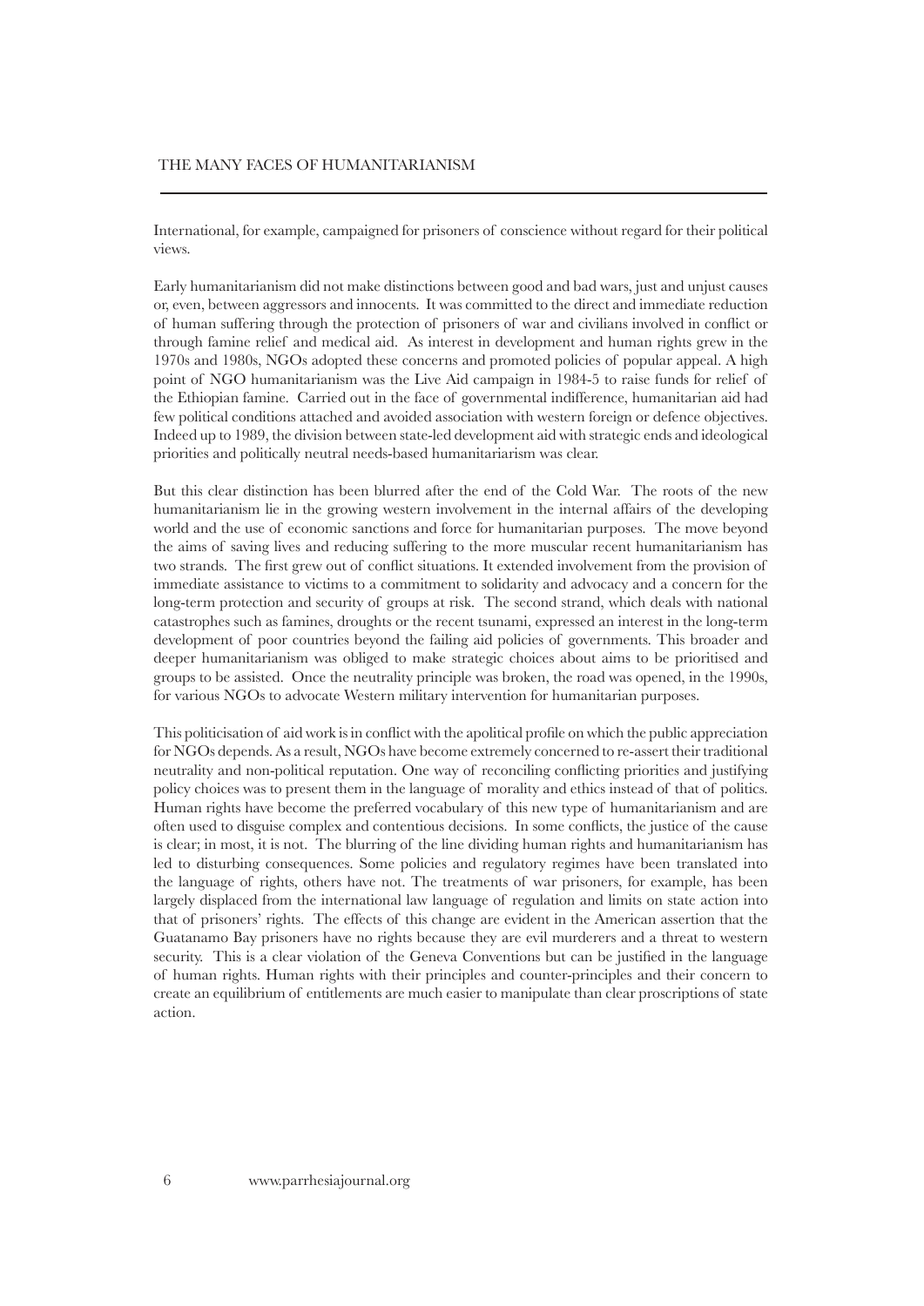International, for example, campaigned for prisoners of conscience without regard for their political views.

Early humanitarianism did not make distinctions between good and bad wars, just and unjust causes or, even, between aggressors and innocents. It was committed to the direct and immediate reduction of human suffering through the protection of prisoners of war and civilians involved in conflict or through famine relief and medical aid. As interest in development and human rights grew in the 1970s and 1980s, NGOs adopted these concerns and promoted policies of popular appeal. A high point of NGO humanitarianism was the Live Aid campaign in 1984-5 to raise funds for relief of the Ethiopian famine. Carried out in the face of governmental indifference, humanitarian aid had few political conditions attached and avoided association with western foreign or defence objectives. Indeed up to 1989, the division between state-led development aid with strategic ends and ideological priorities and politically neutral needs-based humanitariarism was clear.

But this clear distinction has been blurred after the end of the Cold War. The roots of the new humanitarianism lie in the growing western involvement in the internal affairs of the developing world and the use of economic sanctions and force for humanitarian purposes. The move beyond the aims of saving lives and reducing suffering to the more muscular recent humanitarianism has two strands. The first grew out of conflict situations. It extended involvement from the provision of immediate assistance to victims to a commitment to solidarity and advocacy and a concern for the long-term protection and security of groups at risk. The second strand, which deals with national catastrophes such as famines, droughts or the recent tsunami, expressed an interest in the long-term development of poor countries beyond the failing aid policies of governments. This broader and deeper humanitarianism was obliged to make strategic choices about aims to be prioritised and groups to be assisted. Once the neutrality principle was broken, the road was opened, in the 1990s, for various NGOs to advocate Western military intervention for humanitarian purposes.

This politicisation of aid work is in conflict with the apolitical profile on which the public appreciation for NGOs depends. As a result, NGOs have become extremely concerned to re-assert their traditional neutrality and non-political reputation. One way of reconciling conflicting priorities and justifying policy choices was to present them in the language of morality and ethics instead of that of politics. Human rights have become the preferred vocabulary of this new type of humanitarianism and are often used to disguise complex and contentious decisions. In some conflicts, the justice of the cause is clear; in most, it is not. The blurring of the line dividing human rights and humanitarianism has led to disturbing consequences. Some policies and regulatory regimes have been translated into the language of rights, others have not. The treatments of war prisoners, for example, has been largely displaced from the international law language of regulation and limits on state action into that of prisoners' rights. The effects of this change are evident in the American assertion that the Guatanamo Bay prisoners have no rights because they are evil murderers and a threat to western security. This is a clear violation of the Geneva Conventions but can be justified in the language of human rights. Human rights with their principles and counter-principles and their concern to create an equilibrium of entitlements are much easier to manipulate than clear proscriptions of state action.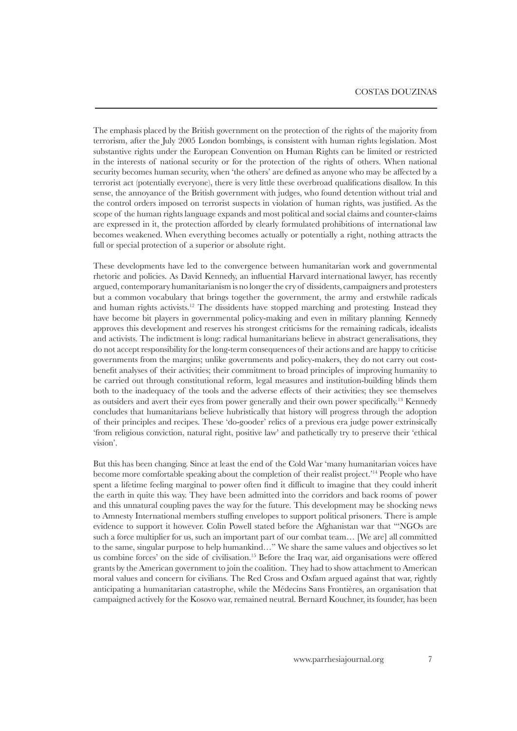The emphasis placed by the British government on the protection of the rights of the majority from terrorism, after the July 2005 London bombings, is consistent with human rights legislation. Most substantive rights under the European Convention on Human Rights can be limited or restricted in the interests of national security or for the protection of the rights of others. When national security becomes human security, when 'the others' are defined as anyone who may be affected by a terrorist act (potentially everyone), there is very little these overbroad qualifications disallow. In this sense, the annoyance of the British government with judges, who found detention without trial and the control orders imposed on terrorist suspects in violation of human rights, was justified. As the scope of the human rights language expands and most political and social claims and counter-claims are expressed in it, the protection afforded by clearly formulated prohibitions of international law becomes weakened. When everything becomes actually or potentially a right, nothing attracts the full or special protection of a superior or absolute right.

These developments have led to the convergence between humanitarian work and governmental rhetoric and policies. As David Kennedy, an influential Harvard international lawyer, has recently argued, contemporary humanitarianism is no longer the cry of dissidents, campaigners and protesters but a common vocabulary that brings together the government, the army and erstwhile radicals and human rights activists.[12] The dissidents have stopped marching and protesting. Instead they have become bit players in governmental policy-making and even in military planning. Kennedy approves this development and reserves his strongest criticisms for the remaining radicals, idealists and activists. The indictment is long: radical humanitarians believe in abstract generalisations, they do not accept responsibility for the long-term consequences of their actions and are happy to criticise governments from the margins; unlike governments and policy-makers, they do not carry out cost-benefit analyses of their activities; their commitment to broad principles of improving humanity to be carried out through constitutional reform, legal measures and institution-building blinds them both to the inadequacy of the tools and the adverse effects of their activities; they see themselves as outsiders and avert their eyes from power generally and their own power specifically.[13] Kennedy concludes that humanitarians believe hubristically that history will progress through the adoption of their principles and recipes. These 'do-gooder' relics of a previous era judge power extrinsically 'from religious conviction, natural right, positive law' and pathetically try to preserve their 'ethical vision'.

But this has been changing. Since at least the end of the Cold War 'many humanitarian voices have become more comfortable speaking about the completion of their realist project.'[14] People who have spent a lifetime feeling marginal to power often find it difficult to imagine that they could inherit the earth in quite this way. They have been admitted into the corridors and back rooms of power and this unnatural coupling paves the way for the future. This development may be shocking news to Amnesty International members stuffing envelopes to support political prisoners. There is ample evidence to support it however. Colin Powell stated before the Afghanistan war that '"NGOs are such a force multiplier for us, such an important part of our combat team… [We are] all committed to the same, singular purpose to help humankind…" We share the same values and objectives so let us combine forces' on the side of civilisation.[15] Before the Iraq war, aid organisations were offered grants by the American government to join the coalition. They had to show attachment to American moral values and concern for civilians. The Red Cross and Oxfam argued against that war, rightly anticipating a humanitarian catastrophe, while the Médecins Sans Frontières, an organisation that campaigned actively for the Kosovo war, remained neutral. Bernard Kouchner, its founder, has been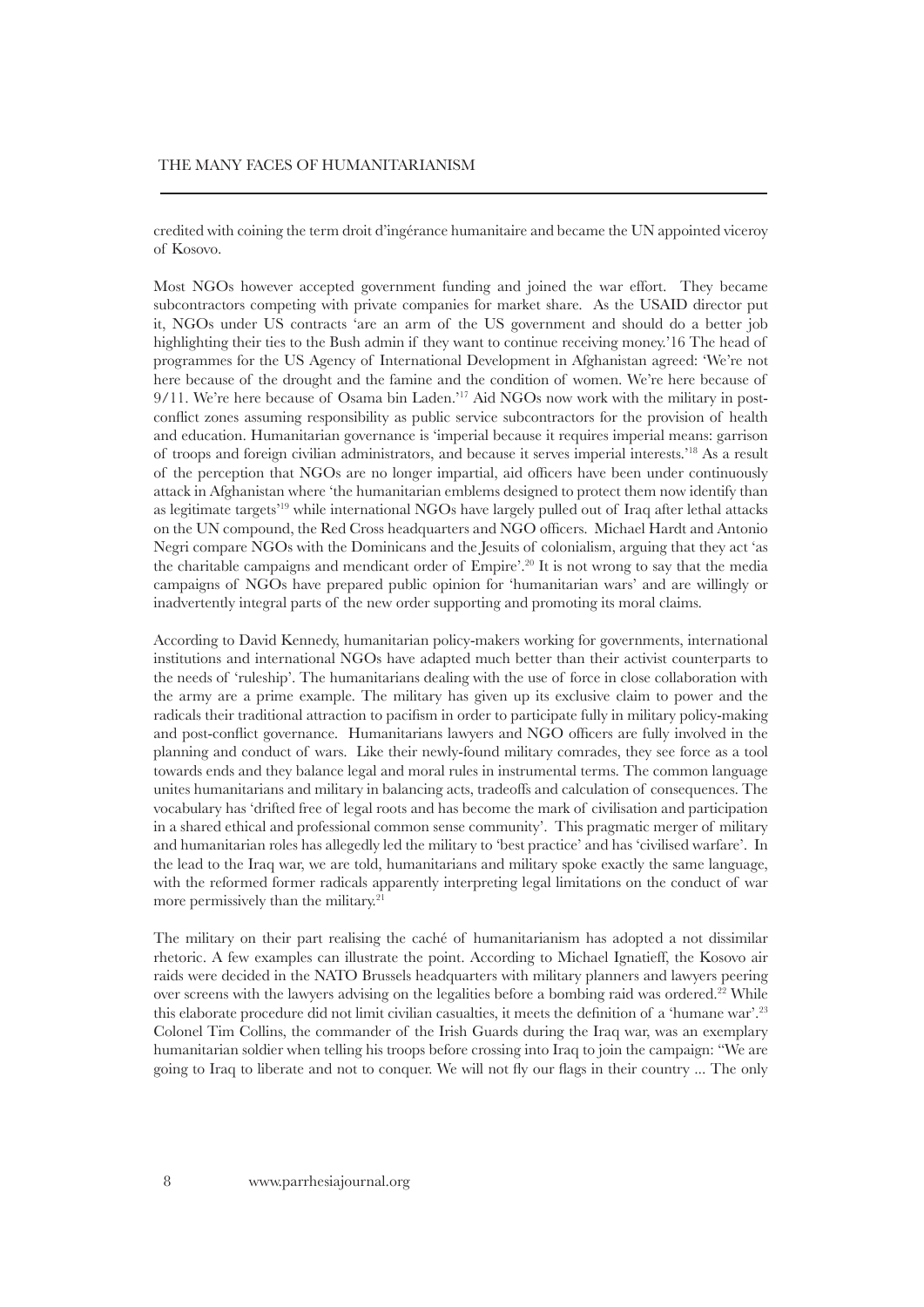credited with coining the term droit d'ingérance humanitaire and became the UN appointed viceroy of Kosovo.

Most NGOs however accepted government funding and joined the war effort. They became subcontractors competing with private companies for market share. As the USAID director put it, NGOs under US contracts 'are an arm of the US government and should do a better job highlighting their ties to the Bush admin if they want to continue receiving money.'16 The head of programmes for the US Agency of International Development in Afghanistan agreed: 'We're not here because of the drought and the famine and the condition of women. We're here because of 9/11. We're here because of Osama bin Laden.'[17] Aid NGOs now work with the military in post-conflict zones assuming responsibility as public service subcontractors for the provision of health and education. Humanitarian governance is 'imperial because it requires imperial means: garrison of troops and foreign civilian administrators, and because it serves imperial interests.'[18] As a result of the perception that NGOs are no longer impartial, aid officers have been under continuously attack in Afghanistan where 'the humanitarian emblems designed to protect them now identify than as legitimate targets'[19] while international NGOs have largely pulled out of Iraq after lethal attacks on the UN compound, the Red Cross headquarters and NGO officers. Michael Hardt and Antonio Negri compare NGOs with the Dominicans and the Jesuits of colonialism, arguing that they act 'as the charitable campaigns and mendicant order of Empire'.[20] It is not wrong to say that the media campaigns of NGOs have prepared public opinion for 'humanitarian wars' and are willingly or inadvertently integral parts of the new order supporting and promoting its moral claims.

According to David Kennedy, humanitarian policy-makers working for governments, international institutions and international NGOs have adapted much better than their activist counterparts to the needs of 'ruleship'. The humanitarians dealing with the use of force in close collaboration with the army are a prime example. The military has given up its exclusive claim to power and the radicals their traditional attraction to pacifism in order to participate fully in military policy-making and post-conflict governance. Humanitarians lawyers and NGO officers are fully involved in the planning and conduct of wars. Like their newly-found military comrades, they see force as a tool towards ends and they balance legal and moral rules in instrumental terms. The common language unites humanitarians and military in balancing acts, tradeoffs and calculation of consequences. The vocabulary has 'drifted free of legal roots and has become the mark of civilisation and participation in a shared ethical and professional common sense community'. This pragmatic merger of military and humanitarian roles has allegedly led the military to 'best practice' and has 'civilised warfare'. In the lead to the Iraq war, we are told, humanitarians and military spoke exactly the same language, with the reformed former radicals apparently interpreting legal limitations on the conduct of war more permissively than the military.[21]

The military on their part realising the caché of humanitarianism has adopted a not dissimilar rhetoric. A few examples can illustrate the point. According to Michael Ignatieff, the Kosovo air raids were decided in the NATO Brussels headquarters with military planners and lawyers peering over screens with the lawyers advising on the legalities before a bombing raid was ordered.[22] While this elaborate procedure did not limit civilian casualties, it meets the definition of a 'humane war'.[23] Colonel Tim Collins, the commander of the Irish Guards during the Iraq war, was an exemplary humanitarian soldier when telling his troops before crossing into Iraq to join the campaign: "We are going to Iraq to liberate and not to conquer. We will not fly our flags in their country ... The only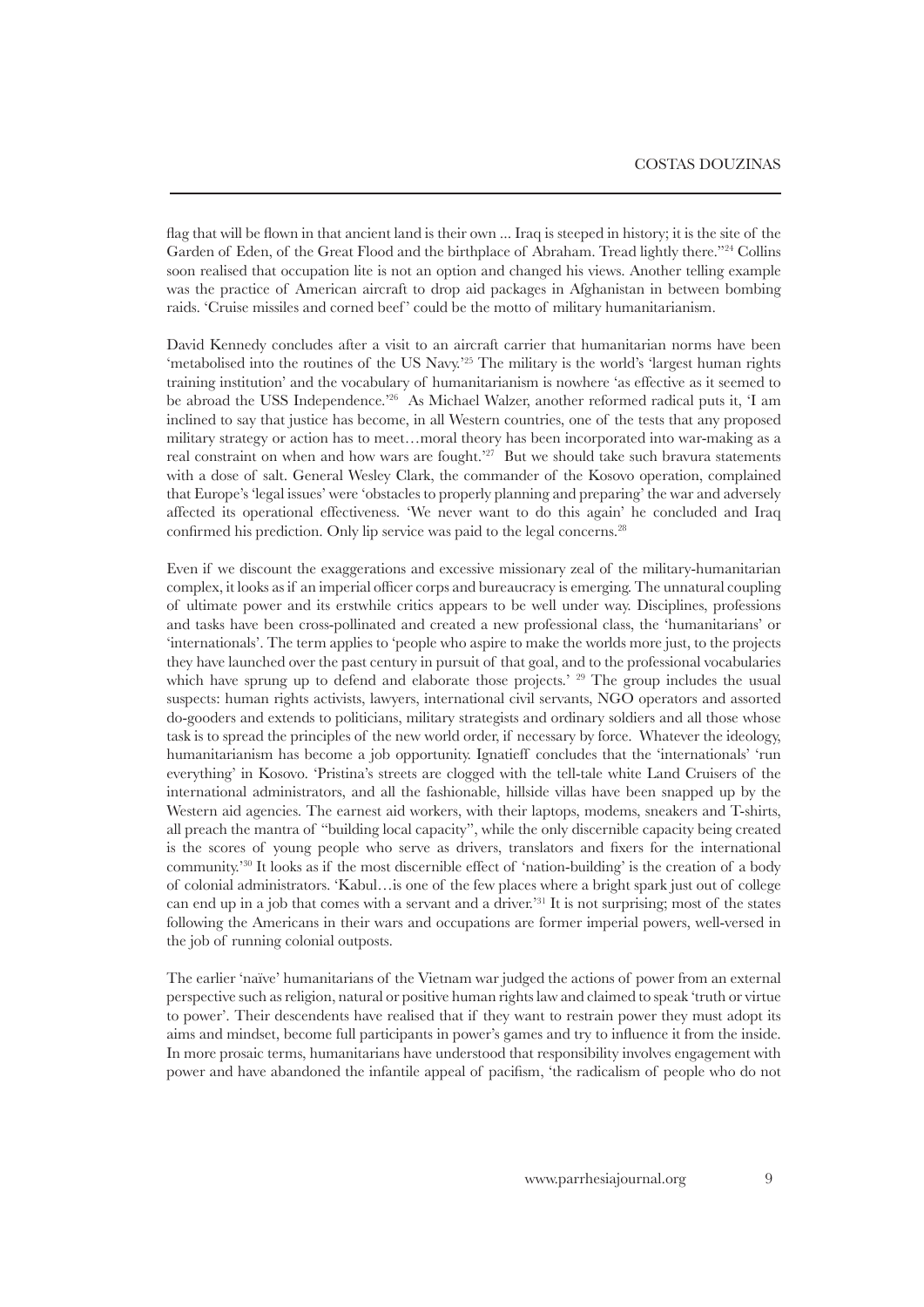flag that will be flown in that ancient land is their own ... Iraq is steeped in history; it is the site of the Garden of Eden, of the Great Flood and the birthplace of Abraham. Tread lightly there."[24] Collins soon realised that occupation lite is not an option and changed his views. Another telling example was the practice of American aircraft to drop aid packages in Afghanistan in between bombing raids. 'Cruise missiles and corned beef' could be the motto of military humanitarianism.

David Kennedy concludes after a visit to an aircraft carrier that humanitarian norms have been 'metabolised into the routines of the US Navy.'[25] The military is the world's 'largest human rights training institution' and the vocabulary of humanitarianism is nowhere 'as effective as it seemed to be abroad the USS Independence.'[26] As Michael Walzer, another reformed radical puts it, 'I am inclined to say that justice has become, in all Western countries, one of the tests that any proposed military strategy or action has to meet…moral theory has been incorporated into war-making as a real constraint on when and how wars are fought.'[27] But we should take such bravura statements with a dose of salt. General Wesley Clark, the commander of the Kosovo operation, complained that Europe's 'legal issues' were 'obstacles to properly planning and preparing' the war and adversely affected its operational effectiveness. 'We never want to do this again' he concluded and Iraq confirmed his prediction. Only lip service was paid to the legal concerns.[28]

Even if we discount the exaggerations and excessive missionary zeal of the military-humanitarian complex, it looks as if an imperial officer corps and bureaucracy is emerging. The unnatural coupling of ultimate power and its erstwhile critics appears to be well under way. Disciplines, professions and tasks have been cross-pollinated and created a new professional class, the 'humanitarians' or 'internationals'. The term applies to 'people who aspire to make the worlds more just, to the projects they have launched over the past century in pursuit of that goal, and to the professional vocabularies which have sprung up to defend and elaborate those projects.' [29] The group includes the usual suspects: human rights activists, lawyers, international civil servants, NGO operators and assorted do-gooders and extends to politicians, military strategists and ordinary soldiers and all those whose task is to spread the principles of the new world order, if necessary by force. Whatever the ideology, humanitarianism has become a job opportunity. Ignatieff concludes that the 'internationals' 'run everything' in Kosovo. 'Pristina's streets are clogged with the tell-tale white Land Cruisers of the international administrators, and all the fashionable, hillside villas have been snapped up by the Western aid agencies. The earnest aid workers, with their laptops, modems, sneakers and T-shirts, all preach the mantra of "building local capacity", while the only discernible capacity being created is the scores of young people who serve as drivers, translators and fixers for the international community.'[30] It looks as if the most discernible effect of 'nation-building' is the creation of a body of colonial administrators. 'Kabul…is one of the few places where a bright spark just out of college can end up in a job that comes with a servant and a driver.'[31] It is not surprising; most of the states following the Americans in their wars and occupations are former imperial powers, well-versed in the job of running colonial outposts.

The earlier 'naïve' humanitarians of the Vietnam war judged the actions of power from an external perspective such as religion, natural or positive human rights law and claimed to speak 'truth or virtue to power'. Their descendents have realised that if they want to restrain power they must adopt its aims and mindset, become full participants in power's games and try to influence it from the inside. In more prosaic terms, humanitarians have understood that responsibility involves engagement with power and have abandoned the infantile appeal of pacifism, 'the radicalism of people who do not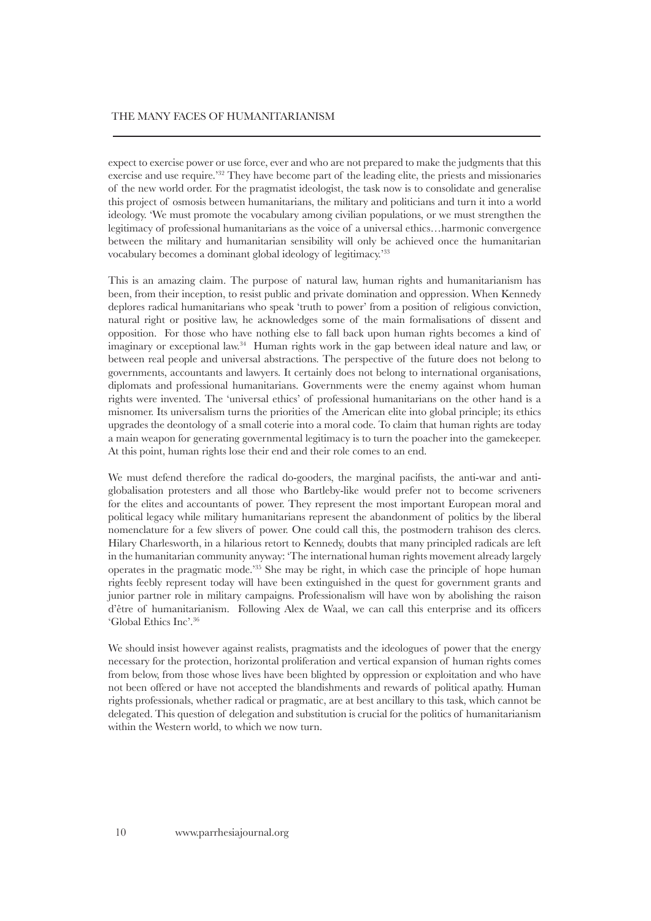expect to exercise power or use force, ever and who are not prepared to make the judgments that this exercise and use require.'[32] They have become part of the leading elite, the priests and missionaries of the new world order. For the pragmatist ideologist, the task now is to consolidate and generalise this project of osmosis between humanitarians, the military and politicians and turn it into a world ideology. 'We must promote the vocabulary among civilian populations, or we must strengthen the legitimacy of professional humanitarians as the voice of a universal ethics…harmonic convergence between the military and humanitarian sensibility will only be achieved once the humanitarian vocabulary becomes a dominant global ideology of legitimacy.'[33]

This is an amazing claim. The purpose of natural law, human rights and humanitarianism has been, from their inception, to resist public and private domination and oppression. When Kennedy deplores radical humanitarians who speak 'truth to power' from a position of religious conviction, natural right or positive law, he acknowledges some of the main formalisations of dissent and opposition. For those who have nothing else to fall back upon human rights becomes a kind of imaginary or exceptional law.[34] Human rights work in the gap between ideal nature and law, or between real people and universal abstractions. The perspective of the future does not belong to governments, accountants and lawyers. It certainly does not belong to international organisations, diplomats and professional humanitarians. Governments were the enemy against whom human rights were invented. The 'universal ethics' of professional humanitarians on the other hand is a misnomer. Its universalism turns the priorities of the American elite into global principle; its ethics upgrades the deontology of a small coterie into a moral code. To claim that human rights are today a main weapon for generating governmental legitimacy is to turn the poacher into the gamekeeper. At this point, human rights lose their end and their role comes to an end.

We must defend therefore the radical do-gooders, the marginal pacifists, the anti-war and anti-globalisation protesters and all those who Bartleby-like would prefer not to become scriveners for the elites and accountants of power. They represent the most important European moral and political legacy while military humanitarians represent the abandonment of politics by the liberal nomenclature for a few slivers of power. One could call this, the postmodern trahison des clercs. Hilary Charlesworth, in a hilarious retort to Kennedy, doubts that many principled radicals are left in the humanitarian community anyway: 'The international human rights movement already largely operates in the pragmatic mode.'[35] She may be right, in which case the principle of hope human rights feebly represent today will have been extinguished in the quest for government grants and junior partner role in military campaigns. Professionalism will have won by abolishing the raison d'être of humanitarianism. Following Alex de Waal, we can call this enterprise and its officers 'Global Ethics Inc'.[36]

We should insist however against realists, pragmatists and the ideologues of power that the energy necessary for the protection, horizontal proliferation and vertical expansion of human rights comes from below, from those whose lives have been blighted by oppression or exploitation and who have not been offered or have not accepted the blandishments and rewards of political apathy. Human rights professionals, whether radical or pragmatic, are at best ancillary to this task, which cannot be delegated. This question of delegation and substitution is crucial for the politics of humanitarianism within the Western world, to which we now turn.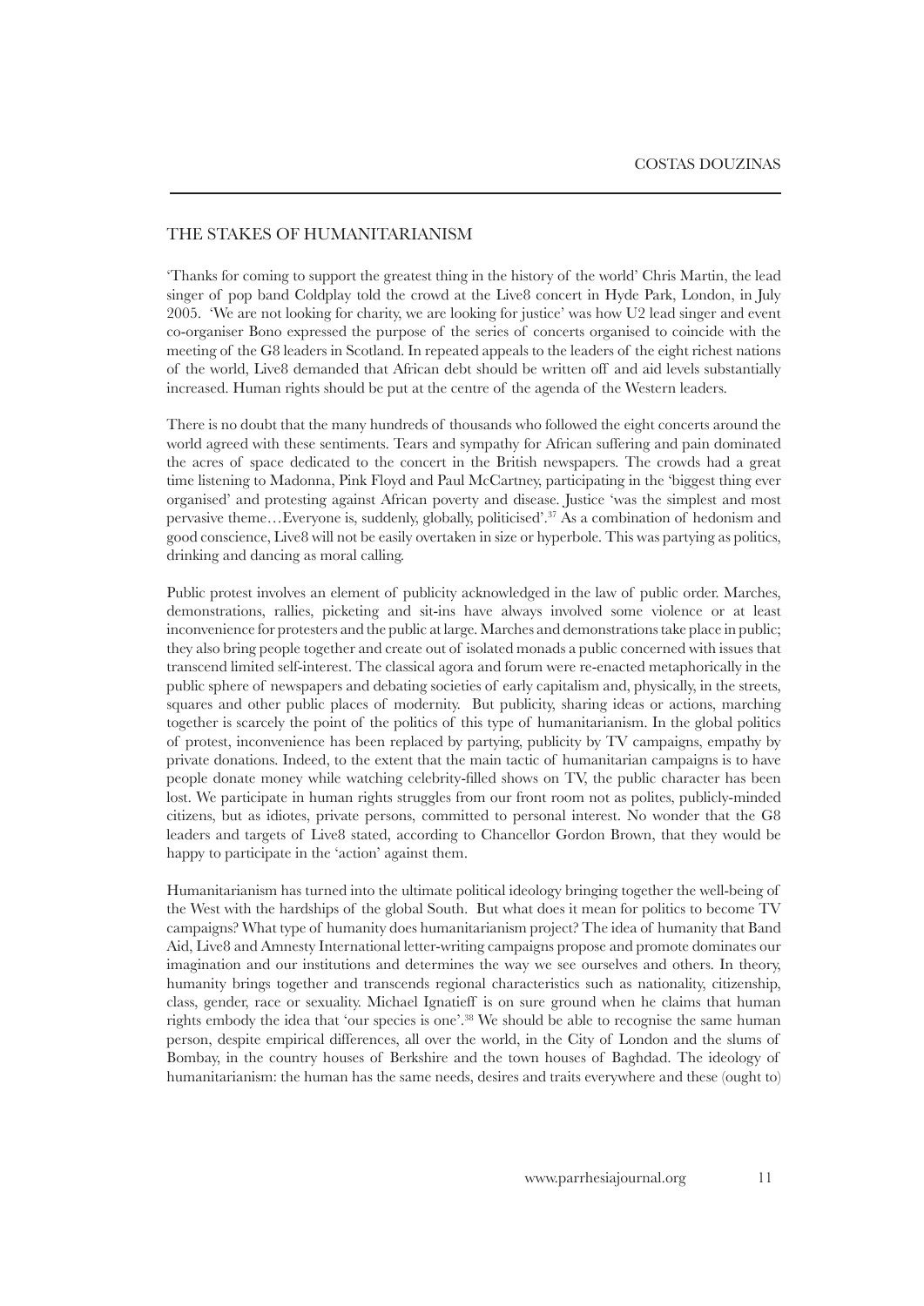## THE STAKES OF HUMANITARIANISM

'Thanks for coming to support the greatest thing in the history of the world' Chris Martin, the lead singer of pop band Coldplay told the crowd at the Live8 concert in Hyde Park, London, in July 2005. 'We are not looking for charity, we are looking for justice' was how U2 lead singer and event co-organiser Bono expressed the purpose of the series of concerts organised to coincide with the meeting of the G8 leaders in Scotland. In repeated appeals to the leaders of the eight richest nations of the world, Live8 demanded that African debt should be written off and aid levels substantially increased. Human rights should be put at the centre of the agenda of the Western leaders.

There is no doubt that the many hundreds of thousands who followed the eight concerts around the world agreed with these sentiments. Tears and sympathy for African suffering and pain dominated the acres of space dedicated to the concert in the British newspapers. The crowds had a great time listening to Madonna, Pink Floyd and Paul McCartney, participating in the 'biggest thing ever organised' and protesting against African poverty and disease. Justice 'was the simplest and most pervasive theme…Everyone is, suddenly, globally, politicised'.[37] As a combination of hedonism and good conscience, Live8 will not be easily overtaken in size or hyperbole. This was partying as politics, drinking and dancing as moral calling.

Public protest involves an element of publicity acknowledged in the law of public order. Marches, demonstrations, rallies, picketing and sit-ins have always involved some violence or at least inconvenience for protesters and the public at large. Marches and demonstrations take place in public; they also bring people together and create out of isolated monads a public concerned with issues that transcend limited self-interest. The classical agora and forum were re-enacted metaphorically in the public sphere of newspapers and debating societies of early capitalism and, physically, in the streets, squares and other public places of modernity. But publicity, sharing ideas or actions, marching together is scarcely the point of the politics of this type of humanitarianism. In the global politics of protest, inconvenience has been replaced by partying, publicity by TV campaigns, empathy by private donations. Indeed, to the extent that the main tactic of humanitarian campaigns is to have people donate money while watching celebrity-filled shows on TV, the public character has been lost. We participate in human rights struggles from our front room not as polites, publicly-minded citizens, but as idiotes, private persons, committed to personal interest. No wonder that the G8 leaders and targets of Live8 stated, according to Chancellor Gordon Brown, that they would be happy to participate in the 'action' against them.

Humanitarianism has turned into the ultimate political ideology bringing together the well-being of the West with the hardships of the global South. But what does it mean for politics to become TV campaigns? What type of humanity does humanitarianism project? The idea of humanity that Band Aid, Live8 and Amnesty International letter-writing campaigns propose and promote dominates our imagination and our institutions and determines the way we see ourselves and others. In theory, humanity brings together and transcends regional characteristics such as nationality, citizenship, class, gender, race or sexuality. Michael Ignatieff is on sure ground when he claims that human rights embody the idea that 'our species is one'.[38] We should be able to recognise the same human person, despite empirical differences, all over the world, in the City of London and the slums of Bombay, in the country houses of Berkshire and the town houses of Baghdad. The ideology of humanitarianism: the human has the same needs, desires and traits everywhere and these (ought to)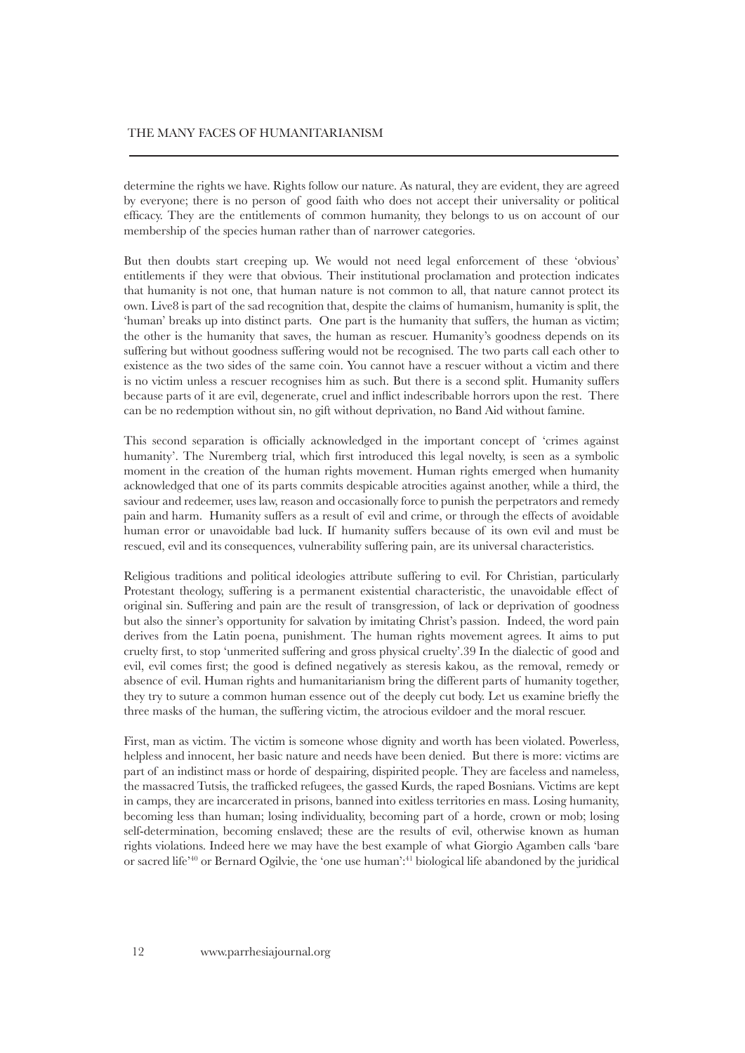determine the rights we have. Rights follow our nature. As natural, they are evident, they are agreed by everyone; there is no person of good faith who does not accept their universality or political efficacy. They are the entitlements of common humanity, they belongs to us on account of our membership of the species human rather than of narrower categories.

But then doubts start creeping up. We would not need legal enforcement of these 'obvious' entitlements if they were that obvious. Their institutional proclamation and protection indicates that humanity is not one, that human nature is not common to all, that nature cannot protect its own. Live8 is part of the sad recognition that, despite the claims of humanism, humanity is split, the 'human' breaks up into distinct parts. One part is the humanity that suffers, the human as victim; the other is the humanity that saves, the human as rescuer. Humanity's goodness depends on its suffering but without goodness suffering would not be recognised. The two parts call each other to existence as the two sides of the same coin. You cannot have a rescuer without a victim and there is no victim unless a rescuer recognises him as such. But there is a second split. Humanity suffers because parts of it are evil, degenerate, cruel and inflict indescribable horrors upon the rest. There can be no redemption without sin, no gift without deprivation, no Band Aid without famine.

This second separation is officially acknowledged in the important concept of 'crimes against humanity'. The Nuremberg trial, which first introduced this legal novelty, is seen as a symbolic moment in the creation of the human rights movement. Human rights emerged when humanity acknowledged that one of its parts commits despicable atrocities against another, while a third, the saviour and redeemer, uses law, reason and occasionally force to punish the perpetrators and remedy pain and harm. Humanity suffers as a result of evil and crime, or through the effects of avoidable human error or unavoidable bad luck. If humanity suffers because of its own evil and must be rescued, evil and its consequences, vulnerability suffering pain, are its universal characteristics.

Religious traditions and political ideologies attribute suffering to evil. For Christian, particularly Protestant theology, suffering is a permanent existential characteristic, the unavoidable effect of original sin. Suffering and pain are the result of transgression, of lack or deprivation of goodness but also the sinner's opportunity for salvation by imitating Christ's passion. Indeed, the word pain derives from the Latin poena, punishment. The human rights movement agrees. It aims to put cruelty first, to stop 'unmerited suffering and gross physical cruelty'.39 In the dialectic of good and evil, evil comes first; the good is defined negatively as steresis kakou, as the removal, remedy or absence of evil. Human rights and humanitarianism bring the different parts of humanity together, they try to suture a common human essence out of the deeply cut body. Let us examine briefly the three masks of the human, the suffering victim, the atrocious evildoer and the moral rescuer.

First, man as victim. The victim is someone whose dignity and worth has been violated. Powerless, helpless and innocent, her basic nature and needs have been denied. But there is more: victims are part of an indistinct mass or horde of despairing, dispirited people. They are faceless and nameless, the massacred Tutsis, the trafficked refugees, the gassed Kurds, the raped Bosnians. Victims are kept in camps, they are incarcerated in prisons, banned into exitless territories en mass. Losing humanity, becoming less than human; losing individuality, becoming part of a horde, crown or mob; losing self-determination, becoming enslaved; these are the results of evil, otherwise known as human rights violations. Indeed here we may have the best example of what Giorgio Agamben calls 'bare or sacred life'[40] or Bernard Ogilvie, the 'one use human':[41] biological life abandoned by the juridical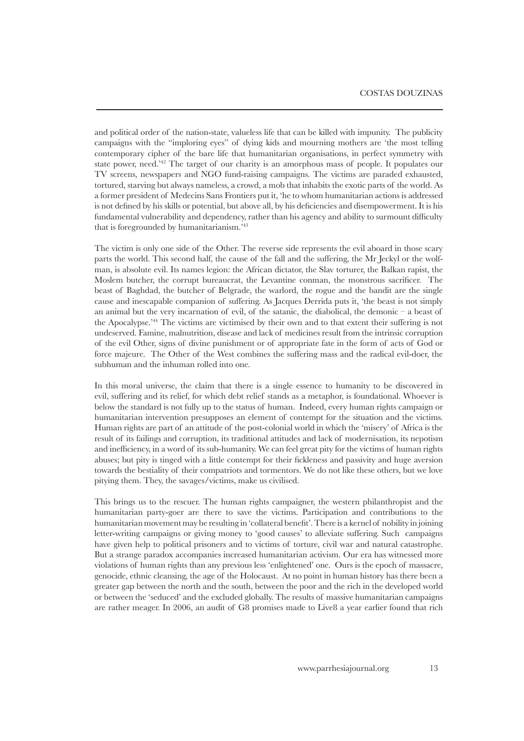and political order of the nation-state, valueless life that can be killed with impunity. The publicity campaigns with the "imploring eyes" of dying kids and mourning mothers are 'the most telling contemporary cipher of the bare life that humanitarian organisations, in perfect symmetry with state power, need.'[42] The target of our charity is an amorphous mass of people. It populates our TV screens, newspapers and NGO fund-raising campaigns. The victims are paraded exhausted, tortured, starving but always nameless, a crowd, a mob that inhabits the exotic parts of the world. As a former president of Medecins Sans Frontiers put it, 'he to whom humanitarian actions is addressed is not defined by his skills or potential, but above all, by his deficiencies and disempowerment. It is his fundamental vulnerability and dependency, rather than his agency and ability to surmount difficulty that is foregrounded by humanitarianism.'[43]

The victim is only one side of the Other. The reverse side represents the evil aboard in those scary parts the world. This second half, the cause of the fall and the suffering, the Mr Jeckyl or the wolf-man, is absolute evil. Its names legion: the African dictator, the Slav torturer, the Balkan rapist, the Moslem butcher, the corrupt bureaucrat, the Levantine conman, the monstrous sacrificer. The beast of Baghdad, the butcher of Belgrade, the warlord, the rogue and the bandit are the single cause and inescapable companion of suffering. As Jacques Derrida puts it, 'the beast is not simply an animal but the very incarnation of evil, of the satanic, the diabolical, the demonic – a beast of the Apocalypse.'[44] The victims are victimised by their own and to that extent their suffering is not undeserved. Famine, malnutrition, disease and lack of medicines result from the intrinsic corruption of the evil Other, signs of divine punishment or of appropriate fate in the form of acts of God or force majeure. The Other of the West combines the suffering mass and the radical evil-doer, the subhuman and the inhuman rolled into one.

In this moral universe, the claim that there is a single essence to humanity to be discovered in evil, suffering and its relief, for which debt relief stands as a metaphor, is foundational. Whoever is below the standard is not fully up to the status of human. Indeed, every human rights campaign or humanitarian intervention presupposes an element of contempt for the situation and the victims. Human rights are part of an attitude of the post-colonial world in which the 'misery' of Africa is the result of its failings and corruption, its traditional attitudes and lack of modernisation, its nepotism and inefficiency, in a word of its sub-humanity. We can feel great pity for the victims of human rights abuses; but pity is tinged with a little contempt for their fickleness and passivity and huge aversion towards the bestiality of their compatriots and tormentors. We do not like these others, but we love pitying them. They, the savages/victims, make us civilised.

This brings us to the rescuer. The human rights campaigner, the western philanthropist and the humanitarian party-goer are there to save the victims. Participation and contributions to the humanitarian movement may be resulting in 'collateral benefit'. There is a kernel of nobility in joining letter-writing campaigns or giving money to 'good causes' to alleviate suffering. Such campaigns have given help to political prisoners and to victims of torture, civil war and natural catastrophe. But a strange paradox accompanies increased humanitarian activism. Our era has witnessed more violations of human rights than any previous less 'enlightened' one. Ours is the epoch of massacre, genocide, ethnic cleansing, the age of the Holocaust. At no point in human history has there been a greater gap between the north and the south, between the poor and the rich in the developed world or between the 'seduced' and the excluded globally. The results of massive humanitarian campaigns are rather meager. In 2006, an audit of G8 promises made to Live8 a year earlier found that rich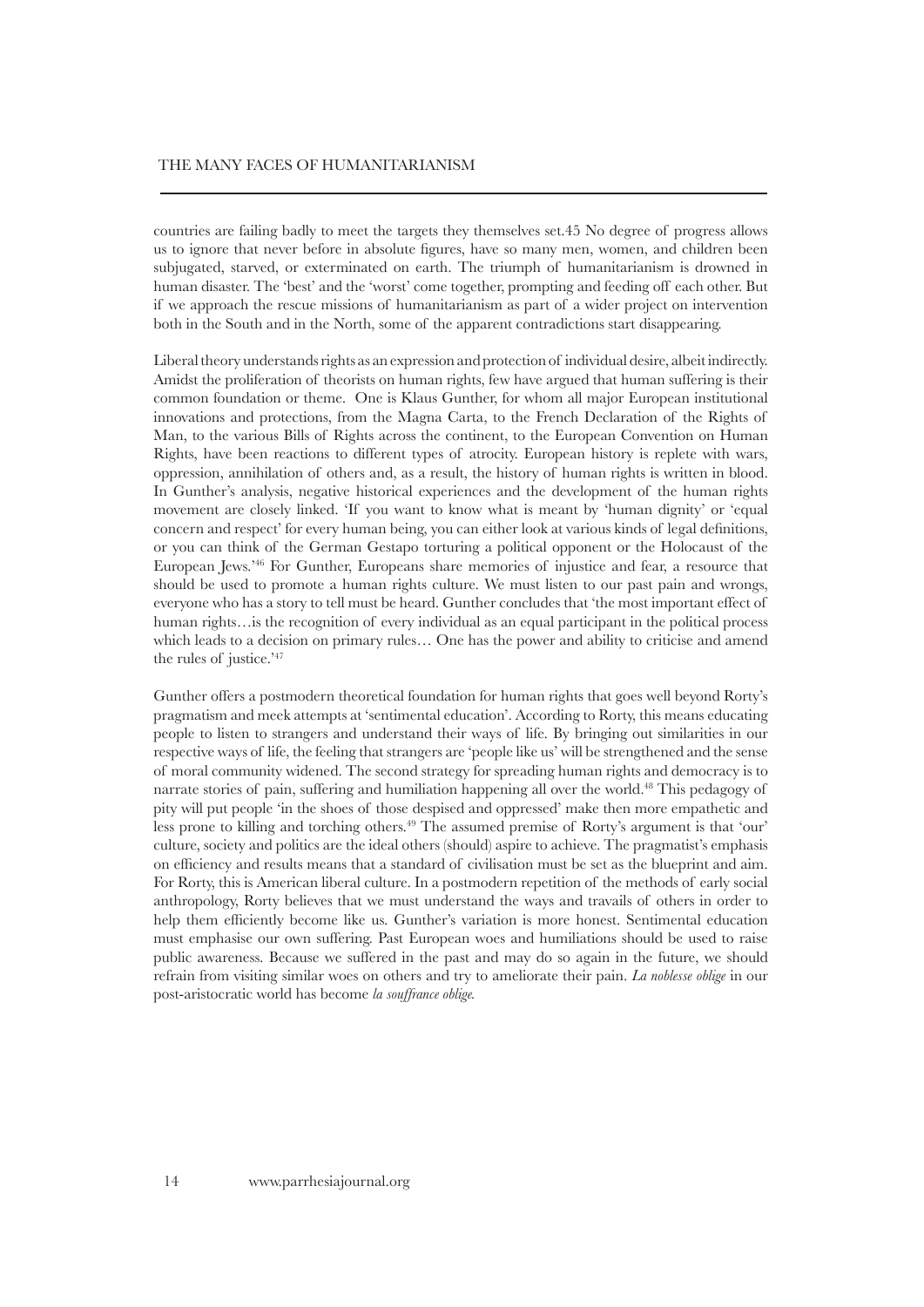countries are failing badly to meet the targets they themselves set.45 No degree of progress allows us to ignore that never before in absolute figures, have so many men, women, and children been subjugated, starved, or exterminated on earth. The triumph of humanitarianism is drowned in human disaster. The 'best' and the 'worst' come together, prompting and feeding off each other. But if we approach the rescue missions of humanitarianism as part of a wider project on intervention both in the South and in the North, some of the apparent contradictions start disappearing.

Liberal theory understands rights as an expression and protection of individual desire, albeit indirectly. Amidst the proliferation of theorists on human rights, few have argued that human suffering is their common foundation or theme. One is Klaus Gunther, for whom all major European institutional innovations and protections, from the Magna Carta, to the French Declaration of the Rights of Man, to the various Bills of Rights across the continent, to the European Convention on Human Rights, have been reactions to different types of atrocity. European history is replete with wars, oppression, annihilation of others and, as a result, the history of human rights is written in blood. In Gunther's analysis, negative historical experiences and the development of the human rights movement are closely linked. 'If you want to know what is meant by 'human dignity' or 'equal concern and respect' for every human being, you can either look at various kinds of legal definitions, or you can think of the German Gestapo torturing a political opponent or the Holocaust of the European Jews.'[46] For Gunther, Europeans share memories of injustice and fear, a resource that should be used to promote a human rights culture. We must listen to our past pain and wrongs, everyone who has a story to tell must be heard. Gunther concludes that 'the most important effect of human rights…is the recognition of every individual as an equal participant in the political process which leads to a decision on primary rules… One has the power and ability to criticise and amend the rules of justice.'[47]

Gunther offers a postmodern theoretical foundation for human rights that goes well beyond Rorty's pragmatism and meek attempts at 'sentimental education'. According to Rorty, this means educating people to listen to strangers and understand their ways of life. By bringing out similarities in our respective ways of life, the feeling that strangers are 'people like us' will be strengthened and the sense of moral community widened. The second strategy for spreading human rights and democracy is to narrate stories of pain, suffering and humiliation happening all over the world.[48] This pedagogy of pity will put people 'in the shoes of those despised and oppressed' make then more empathetic and less prone to killing and torching others.[49] The assumed premise of Rorty's argument is that 'our' culture, society and politics are the ideal others (should) aspire to achieve. The pragmatist's emphasis on efficiency and results means that a standard of civilisation must be set as the blueprint and aim. For Rorty, this is American liberal culture. In a postmodern repetition of the methods of early social anthropology, Rorty believes that we must understand the ways and travails of others in order to help them efficiently become like us. Gunther's variation is more honest. Sentimental education must emphasise our own suffering. Past European woes and humiliations should be used to raise public awareness. Because we suffered in the past and may do so again in the future, we should refrain from visiting similar woes on others and try to ameliorate their pain. *La noblesse oblige* in our post-aristocratic world has become *la souffrance oblige*.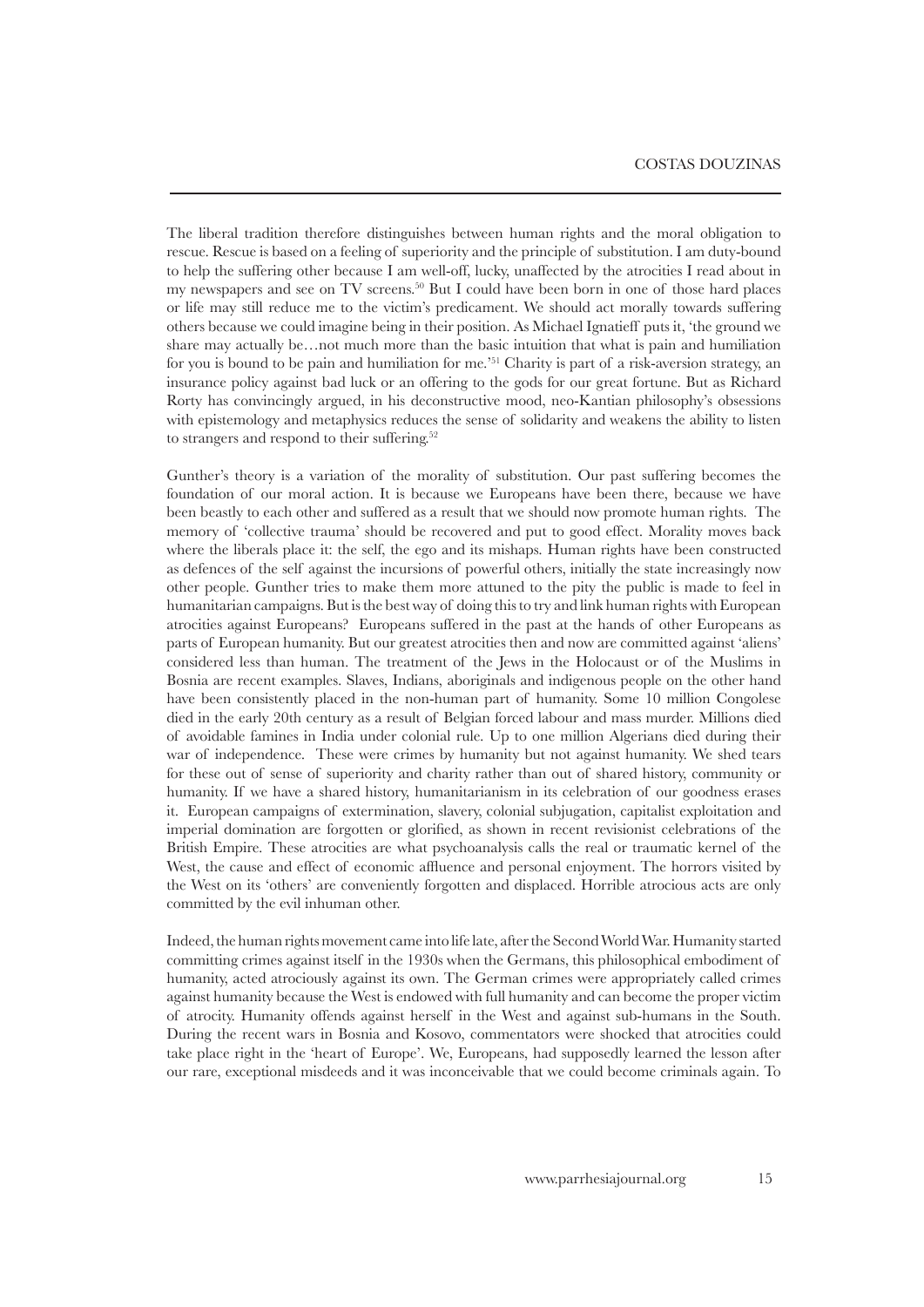The liberal tradition therefore distinguishes between human rights and the moral obligation to rescue. Rescue is based on a feeling of superiority and the principle of substitution. I am duty-bound to help the suffering other because I am well-off, lucky, unaffected by the atrocities I read about in my newspapers and see on TV screens.[50] But I could have been born in one of those hard places or life may still reduce me to the victim's predicament. We should act morally towards suffering others because we could imagine being in their position. As Michael Ignatieff puts it, 'the ground we share may actually be…not much more than the basic intuition that what is pain and humiliation for you is bound to be pain and humiliation for me.'[51] Charity is part of a risk-aversion strategy, an insurance policy against bad luck or an offering to the gods for our great fortune. But as Richard Rorty has convincingly argued, in his deconstructive mood, neo-Kantian philosophy's obsessions with epistemology and metaphysics reduces the sense of solidarity and weakens the ability to listen to strangers and respond to their suffering.[52]

Gunther's theory is a variation of the morality of substitution. Our past suffering becomes the foundation of our moral action. It is because we Europeans have been there, because we have been beastly to each other and suffered as a result that we should now promote human rights. The memory of 'collective trauma' should be recovered and put to good effect. Morality moves back where the liberals place it: the self, the ego and its mishaps. Human rights have been constructed as defences of the self against the incursions of powerful others, initially the state increasingly now other people. Gunther tries to make them more attuned to the pity the public is made to feel in humanitarian campaigns. But is the best way of doing this to try and link human rights with European atrocities against Europeans? Europeans suffered in the past at the hands of other Europeans as parts of European humanity. But our greatest atrocities then and now are committed against 'aliens' considered less than human. The treatment of the Jews in the Holocaust or of the Muslims in Bosnia are recent examples. Slaves, Indians, aboriginals and indigenous people on the other hand have been consistently placed in the non-human part of humanity. Some 10 million Congolese died in the early 20th century as a result of Belgian forced labour and mass murder. Millions died of avoidable famines in India under colonial rule. Up to one million Algerians died during their war of independence. These were crimes by humanity but not against humanity. We shed tears for these out of sense of superiority and charity rather than out of shared history, community or humanity. If we have a shared history, humanitarianism in its celebration of our goodness erases it. European campaigns of extermination, slavery, colonial subjugation, capitalist exploitation and imperial domination are forgotten or glorified, as shown in recent revisionist celebrations of the British Empire. These atrocities are what psychoanalysis calls the real or traumatic kernel of the West, the cause and effect of economic affluence and personal enjoyment. The horrors visited by the West on its 'others' are conveniently forgotten and displaced. Horrible atrocious acts are only committed by the evil inhuman other.

Indeed, the human rights movement came into life late, after the Second World War. Humanity started committing crimes against itself in the 1930s when the Germans, this philosophical embodiment of humanity, acted atrociously against its own. The German crimes were appropriately called crimes against humanity because the West is endowed with full humanity and can become the proper victim of atrocity. Humanity offends against herself in the West and against sub-humans in the South. During the recent wars in Bosnia and Kosovo, commentators were shocked that atrocities could take place right in the 'heart of Europe'. We, Europeans, had supposedly learned the lesson after our rare, exceptional misdeeds and it was inconceivable that we could become criminals again. To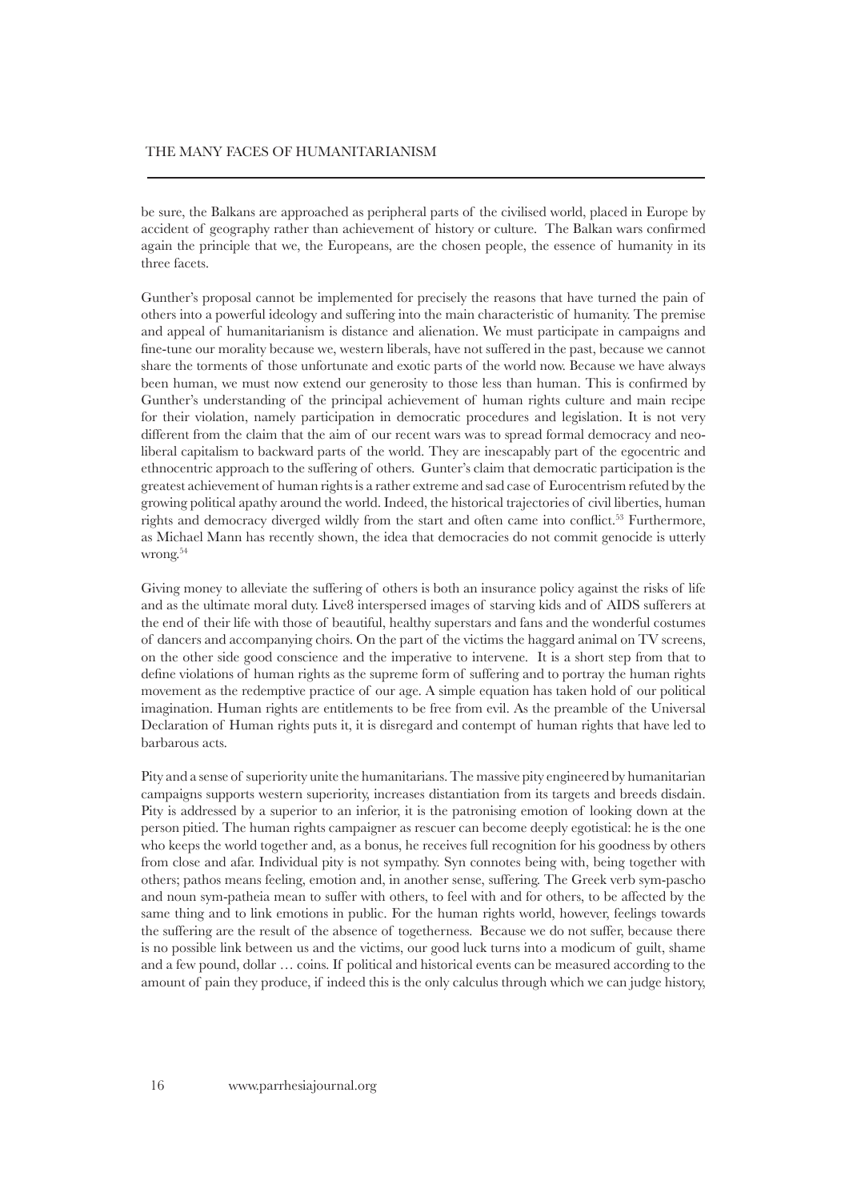be sure, the Balkans are approached as peripheral parts of the civilised world, placed in Europe by accident of geography rather than achievement of history or culture. The Balkan wars confirmed again the principle that we, the Europeans, are the chosen people, the essence of humanity in its three facets.

Gunther's proposal cannot be implemented for precisely the reasons that have turned the pain of others into a powerful ideology and suffering into the main characteristic of humanity. The premise and appeal of humanitarianism is distance and alienation. We must participate in campaigns and fine-tune our morality because we, western liberals, have not suffered in the past, because we cannot share the torments of those unfortunate and exotic parts of the world now. Because we have always been human, we must now extend our generosity to those less than human. This is confirmed by Gunther's understanding of the principal achievement of human rights culture and main recipe for their violation, namely participation in democratic procedures and legislation. It is not very different from the claim that the aim of our recent wars was to spread formal democracy and neo-liberal capitalism to backward parts of the world. They are inescapably part of the egocentric and ethnocentric approach to the suffering of others. Gunter's claim that democratic participation is the greatest achievement of human rights is a rather extreme and sad case of Eurocentrism refuted by the growing political apathy around the world. Indeed, the historical trajectories of civil liberties, human rights and democracy diverged wildly from the start and often came into conflict.[53] Furthermore, as Michael Mann has recently shown, the idea that democracies do not commit genocide is utterly wrong.[54]

Giving money to alleviate the suffering of others is both an insurance policy against the risks of life and as the ultimate moral duty. Live8 interspersed images of starving kids and of AIDS sufferers at the end of their life with those of beautiful, healthy superstars and fans and the wonderful costumes of dancers and accompanying choirs. On the part of the victims the haggard animal on TV screens, on the other side good conscience and the imperative to intervene. It is a short step from that to define violations of human rights as the supreme form of suffering and to portray the human rights movement as the redemptive practice of our age. A simple equation has taken hold of our political imagination. Human rights are entitlements to be free from evil. As the preamble of the Universal Declaration of Human rights puts it, it is disregard and contempt of human rights that have led to barbarous acts.

Pity and a sense of superiority unite the humanitarians. The massive pity engineered by humanitarian campaigns supports western superiority, increases distantiation from its targets and breeds disdain. Pity is addressed by a superior to an inferior, it is the patronising emotion of looking down at the person pitied. The human rights campaigner as rescuer can become deeply egotistical: he is the one who keeps the world together and, as a bonus, he receives full recognition for his goodness by others from close and afar. Individual pity is not sympathy. Syn connotes being with, being together with others; pathos means feeling, emotion and, in another sense, suffering. The Greek verb sym-pascho and noun sym-patheia mean to suffer with others, to feel with and for others, to be affected by the same thing and to link emotions in public. For the human rights world, however, feelings towards the suffering are the result of the absence of togetherness. Because we do not suffer, because there is no possible link between us and the victims, our good luck turns into a modicum of guilt, shame and a few pound, dollar … coins. If political and historical events can be measured according to the amount of pain they produce, if indeed this is the only calculus through which we can judge history,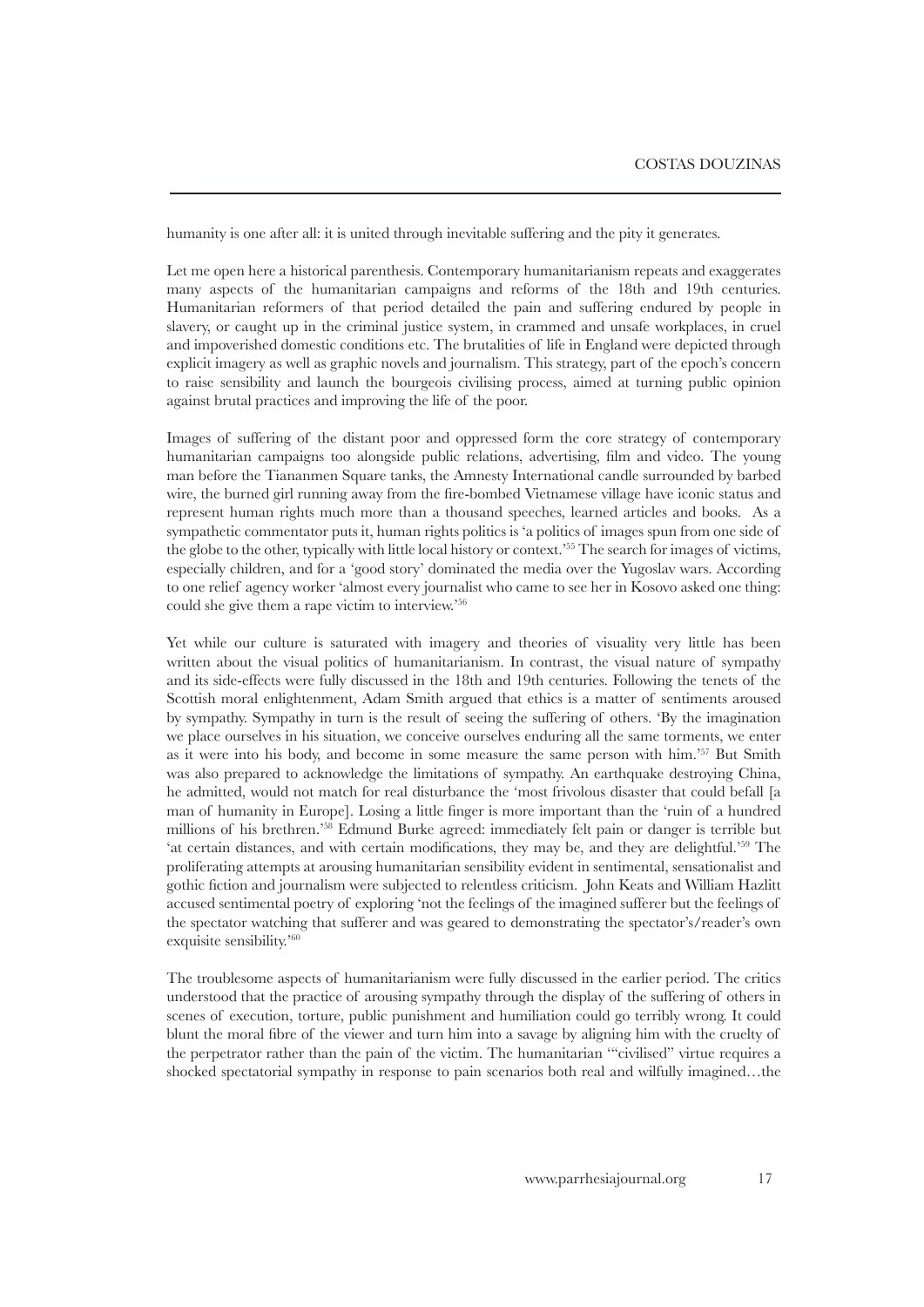humanity is one after all: it is united through inevitable suffering and the pity it generates.

Let me open here a historical parenthesis. Contemporary humanitarianism repeats and exaggerates many aspects of the humanitarian campaigns and reforms of the 18th and 19th centuries. Humanitarian reformers of that period detailed the pain and suffering endured by people in slavery, or caught up in the criminal justice system, in crammed and unsafe workplaces, in cruel and impoverished domestic conditions etc. The brutalities of life in England were depicted through explicit imagery as well as graphic novels and journalism. This strategy, part of the epoch's concern to raise sensibility and launch the bourgeois civilising process, aimed at turning public opinion against brutal practices and improving the life of the poor.

Images of suffering of the distant poor and oppressed form the core strategy of contemporary humanitarian campaigns too alongside public relations, advertising, film and video. The young man before the Tiananmen Square tanks, the Amnesty International candle surrounded by barbed wire, the burned girl running away from the fire-bombed Vietnamese village have iconic status and represent human rights much more than a thousand speeches, learned articles and books. As a sympathetic commentator puts it, human rights politics is 'a politics of images spun from one side of the globe to the other, typically with little local history or context.'[55] The search for images of victims, especially children, and for a 'good story' dominated the media over the Yugoslav wars. According to one relief agency worker 'almost every journalist who came to see her in Kosovo asked one thing: could she give them a rape victim to interview.'[56]

Yet while our culture is saturated with imagery and theories of visuality very little has been written about the visual politics of humanitarianism. In contrast, the visual nature of sympathy and its side-effects were fully discussed in the 18th and 19th centuries. Following the tenets of the Scottish moral enlightenment, Adam Smith argued that ethics is a matter of sentiments aroused by sympathy. Sympathy in turn is the result of seeing the suffering of others. 'By the imagination we place ourselves in his situation, we conceive ourselves enduring all the same torments, we enter as it were into his body, and become in some measure the same person with him.'[57] But Smith was also prepared to acknowledge the limitations of sympathy. An earthquake destroying China, he admitted, would not match for real disturbance the 'most frivolous disaster that could befall [a man of humanity in Europe]. Losing a little finger is more important than the 'ruin of a hundred millions of his brethren.'[58] Edmund Burke agreed: immediately felt pain or danger is terrible but 'at certain distances, and with certain modifications, they may be, and they are delightful.'[59] The proliferating attempts at arousing humanitarian sensibility evident in sentimental, sensationalist and gothic fiction and journalism were subjected to relentless criticism. John Keats and William Hazlitt accused sentimental poetry of exploring 'not the feelings of the imagined sufferer but the feelings of the spectator watching that sufferer and was geared to demonstrating the spectator's/reader's own exquisite sensibility.'[60]

The troublesome aspects of humanitarianism were fully discussed in the earlier period. The critics understood that the practice of arousing sympathy through the display of the suffering of others in scenes of execution, torture, public punishment and humiliation could go terribly wrong. It could blunt the moral fibre of the viewer and turn him into a savage by aligning him with the cruelty of the perpetrator rather than the pain of the victim. The humanitarian '"civilised" virtue requires a shocked spectatorial sympathy in response to pain scenarios both real and wilfully imagined…the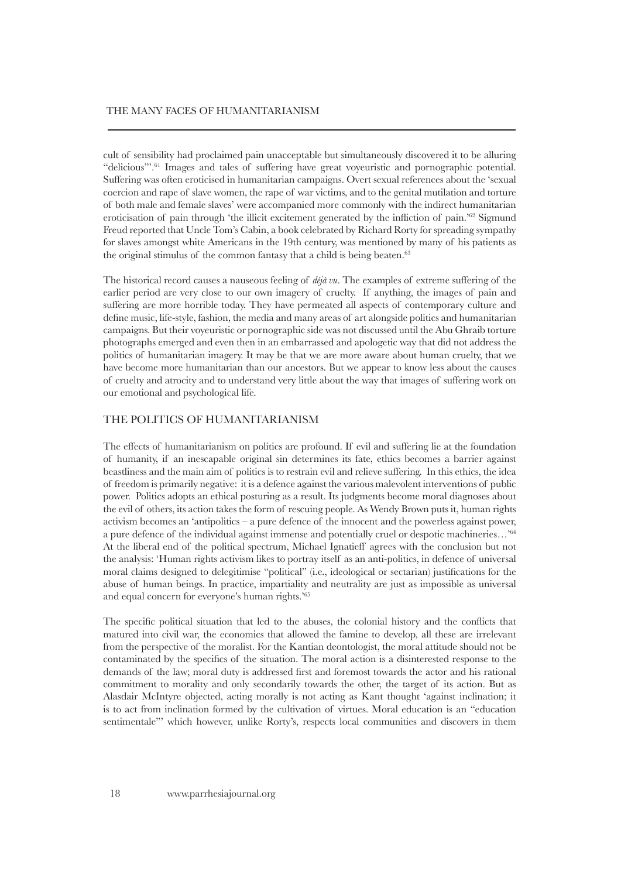cult of sensibility had proclaimed pain unacceptable but simultaneously discovered it to be alluring "delicious"'.[61] Images and tales of suffering have great voyeuristic and pornographic potential. Suffering was often eroticised in humanitarian campaigns. Overt sexual references about the 'sexual coercion and rape of slave women, the rape of war victims, and to the genital mutilation and torture of both male and female slaves' were accompanied more commonly with the indirect humanitarian eroticisation of pain through 'the illicit excitement generated by the infliction of pain.'[62] Sigmund Freud reported that Uncle Tom's Cabin, a book celebrated by Richard Rorty for spreading sympathy for slaves amongst white Americans in the 19th century, was mentioned by many of his patients as the original stimulus of the common fantasy that a child is being beaten.[63]

The historical record causes a nauseous feeling of *déjà vu*. The examples of extreme suffering of the earlier period are very close to our own imagery of cruelty. If anything, the images of pain and suffering are more horrible today. They have permeated all aspects of contemporary culture and define music, life-style, fashion, the media and many areas of art alongside politics and humanitarian campaigns. But their voyeuristic or pornographic side was not discussed until the Abu Ghraib torture photographs emerged and even then in an embarrassed and apologetic way that did not address the politics of humanitarian imagery. It may be that we are more aware about human cruelty, that we have become more humanitarian than our ancestors. But we appear to know less about the causes of cruelty and atrocity and to understand very little about the way that images of suffering work on our emotional and psychological life.

## THE POLITICS OF HUMANITARIANISM

The effects of humanitarianism on politics are profound. If evil and suffering lie at the foundation of humanity, if an inescapable original sin determines its fate, ethics becomes a barrier against beastliness and the main aim of politics is to restrain evil and relieve suffering. In this ethics, the idea of freedom is primarily negative: it is a defence against the various malevolent interventions of public power. Politics adopts an ethical posturing as a result. Its judgments become moral diagnoses about the evil of others, its action takes the form of rescuing people. As Wendy Brown puts it, human rights activism becomes an 'antipolitics – a pure defence of the innocent and the powerless against power, a pure defence of the individual against immense and potentially cruel or despotic machineries…'[64] At the liberal end of the political spectrum, Michael Ignatieff agrees with the conclusion but not the analysis: 'Human rights activism likes to portray itself as an anti-politics, in defence of universal moral claims designed to delegitimise "political" (i.e., ideological or sectarian) justifications for the abuse of human beings. In practice, impartiality and neutrality are just as impossible as universal and equal concern for everyone's human rights.'[65]

The specific political situation that led to the abuses, the colonial history and the conflicts that matured into civil war, the economics that allowed the famine to develop, all these are irrelevant from the perspective of the moralist. For the Kantian deontologist, the moral attitude should not be contaminated by the specifics of the situation. The moral action is a disinterested response to the demands of the law; moral duty is addressed first and foremost towards the actor and his rational commitment to morality and only secondarily towards the other, the target of its action. But as Alasdair McIntyre objected, acting morally is not acting as Kant thought 'against inclination; it is to act from inclination formed by the cultivation of virtues. Moral education is an "education sentimentale"' which however, unlike Rorty's, respects local communities and discovers in them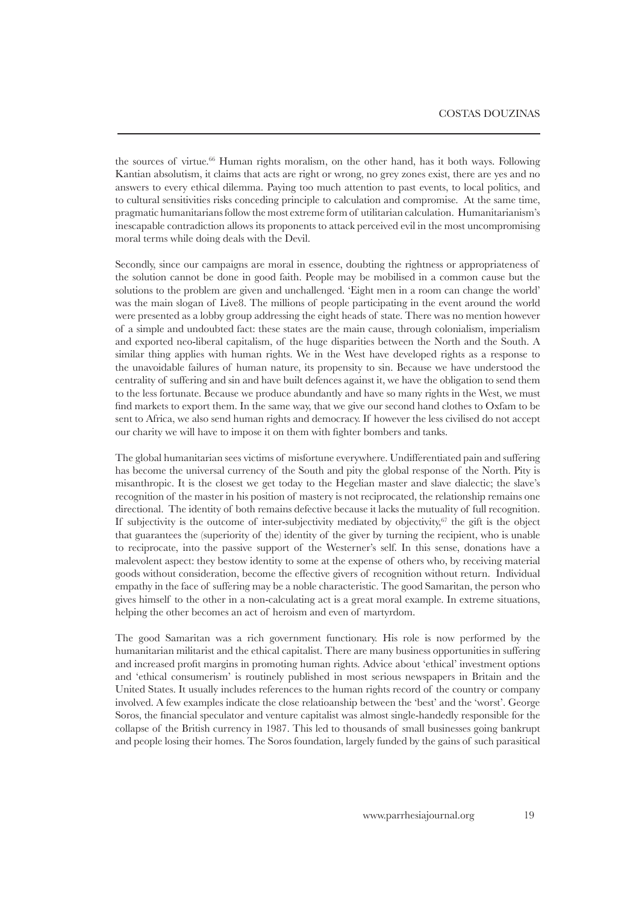the sources of virtue.[66] Human rights moralism, on the other hand, has it both ways. Following Kantian absolutism, it claims that acts are right or wrong, no grey zones exist, there are yes and no answers to every ethical dilemma. Paying too much attention to past events, to local politics, and to cultural sensitivities risks conceding principle to calculation and compromise. At the same time, pragmatic humanitarians follow the most extreme form of utilitarian calculation. Humanitarianism's inescapable contradiction allows its proponents to attack perceived evil in the most uncompromising moral terms while doing deals with the Devil.

Secondly, since our campaigns are moral in essence, doubting the rightness or appropriateness of the solution cannot be done in good faith. People may be mobilised in a common cause but the solutions to the problem are given and unchallenged. 'Eight men in a room can change the world' was the main slogan of Live8. The millions of people participating in the event around the world were presented as a lobby group addressing the eight heads of state. There was no mention however of a simple and undoubted fact: these states are the main cause, through colonialism, imperialism and exported neo-liberal capitalism, of the huge disparities between the North and the South. A similar thing applies with human rights. We in the West have developed rights as a response to the unavoidable failures of human nature, its propensity to sin. Because we have understood the centrality of suffering and sin and have built defences against it, we have the obligation to send them to the less fortunate. Because we produce abundantly and have so many rights in the West, we must find markets to export them. In the same way, that we give our second hand clothes to Oxfam to be sent to Africa, we also send human rights and democracy. If however the less civilised do not accept our charity we will have to impose it on them with fighter bombers and tanks.

The global humanitarian sees victims of misfortune everywhere. Undifferentiated pain and suffering has become the universal currency of the South and pity the global response of the North. Pity is misanthropic. It is the closest we get today to the Hegelian master and slave dialectic; the slave's recognition of the master in his position of mastery is not reciprocated, the relationship remains one directional. The identity of both remains defective because it lacks the mutuality of full recognition. If subjectivity is the outcome of inter-subjectivity mediated by objectivity,[67] the gift is the object that guarantees the (superiority of the) identity of the giver by turning the recipient, who is unable to reciprocate, into the passive support of the Westerner's self. In this sense, donations have a malevolent aspect: they bestow identity to some at the expense of others who, by receiving material goods without consideration, become the effective givers of recognition without return. Individual empathy in the face of suffering may be a noble characteristic. The good Samaritan, the person who gives himself to the other in a non-calculating act is a great moral example. In extreme situations, helping the other becomes an act of heroism and even of martyrdom.

The good Samaritan was a rich government functionary. His role is now performed by the humanitarian militarist and the ethical capitalist. There are many business opportunities in suffering and increased profit margins in promoting human rights. Advice about 'ethical' investment options and 'ethical consumerism' is routinely published in most serious newspapers in Britain and the United States. It usually includes references to the human rights record of the country or company involved. A few examples indicate the close relatioanship between the 'best' and the 'worst'. George Soros, the financial speculator and venture capitalist was almost single-handedly responsible for the collapse of the British currency in 1987. This led to thousands of small businesses going bankrupt and people losing their homes. The Soros foundation, largely funded by the gains of such parasitical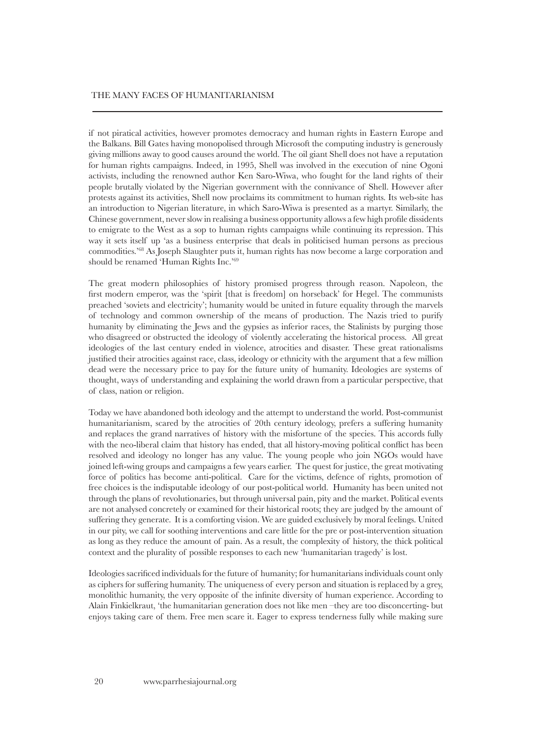if not piratical activities, however promotes democracy and human rights in Eastern Europe and the Balkans. Bill Gates having monopolised through Microsoft the computing industry is generously giving millions away to good causes around the world. The oil giant Shell does not have a reputation for human rights campaigns. Indeed, in 1995, Shell was involved in the execution of nine Ogoni activists, including the renowned author Ken Saro-Wiwa, who fought for the land rights of their people brutally violated by the Nigerian government with the connivance of Shell. However after protests against its activities, Shell now proclaims its commitment to human rights. Its web-site has an introduction to Nigerian literature, in which Saro-Wiwa is presented as a martyr. Similarly, the Chinese government, never slow in realising a business opportunity allows a few high profile dissidents to emigrate to the West as a sop to human rights campaigns while continuing its repression. This way it sets itself up 'as a business enterprise that deals in politicised human persons as precious commodities.'[68] As Joseph Slaughter puts it, human rights has now become a large corporation and should be renamed 'Human Rights Inc.'[69]

The great modern philosophies of history promised progress through reason. Napoleon, the first modern emperor, was the 'spirit [that is freedom] on horseback' for Hegel. The communists preached 'soviets and electricity'; humanity would be united in future equality through the marvels of technology and common ownership of the means of production. The Nazis tried to purify humanity by eliminating the Jews and the gypsies as inferior races, the Stalinists by purging those who disagreed or obstructed the ideology of violently accelerating the historical process. All great ideologies of the last century ended in violence, atrocities and disaster. These great rationalisms justified their atrocities against race, class, ideology or ethnicity with the argument that a few million dead were the necessary price to pay for the future unity of humanity. Ideologies are systems of thought, ways of understanding and explaining the world drawn from a particular perspective, that of class, nation or religion.

Today we have abandoned both ideology and the attempt to understand the world. Post-communist humanitarianism, scared by the atrocities of 20th century ideology, prefers a suffering humanity and replaces the grand narratives of history with the misfortune of the species. This accords fully with the neo-liberal claim that history has ended, that all history-moving political conflict has been resolved and ideology no longer has any value. The young people who join NGOs would have joined left-wing groups and campaigns a few years earlier. The quest for justice, the great motivating force of politics has become anti-political. Care for the victims, defence of rights, promotion of free choices is the indisputable ideology of our post-political world. Humanity has been united not through the plans of revolutionaries, but through universal pain, pity and the market. Political events are not analysed concretely or examined for their historical roots; they are judged by the amount of suffering they generate. It is a comforting vision. We are guided exclusively by moral feelings. United in our pity, we call for soothing interventions and care little for the pre or post-intervention situation as long as they reduce the amount of pain. As a result, the complexity of history, the thick political context and the plurality of possible responses to each new 'humanitarian tragedy' is lost.

Ideologies sacrificed individuals for the future of humanity; for humanitarians individuals count only as ciphers for suffering humanity. The uniqueness of every person and situation is replaced by a grey, monolithic humanity, the very opposite of the infinite diversity of human experience. According to Alain Finkielkraut, 'the humanitarian generation does not like men –they are too disconcerting- but enjoys taking care of them. Free men scare it. Eager to express tenderness fully while making sure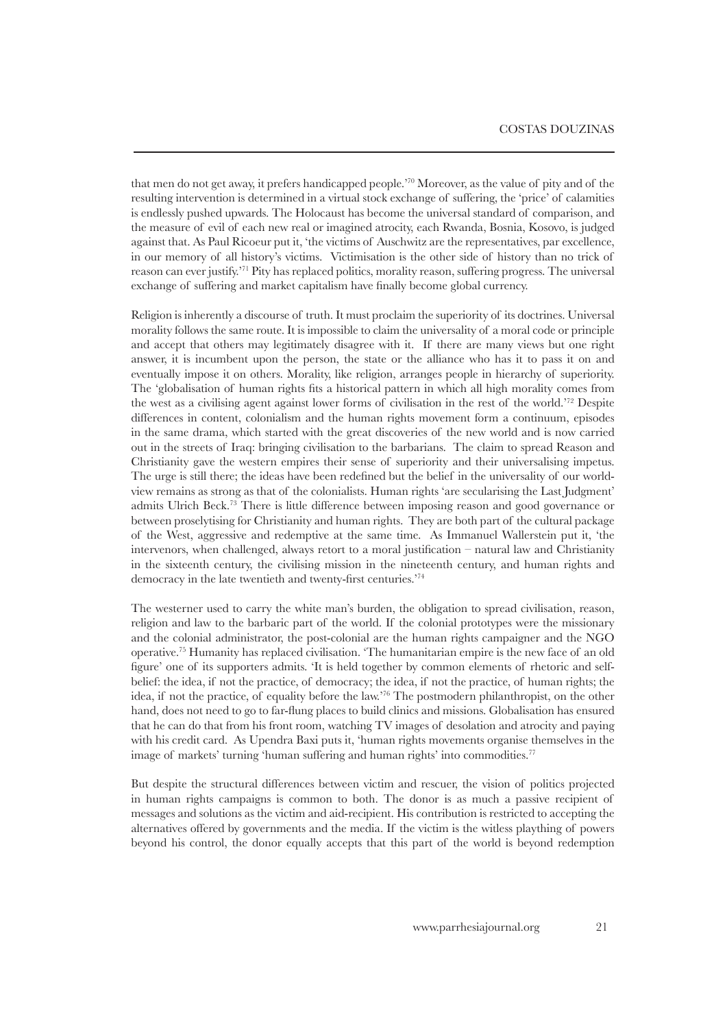that men do not get away, it prefers handicapped people.'[70] Moreover, as the value of pity and of the resulting intervention is determined in a virtual stock exchange of suffering, the 'price' of calamities is endlessly pushed upwards. The Holocaust has become the universal standard of comparison, and the measure of evil of each new real or imagined atrocity, each Rwanda, Bosnia, Kosovo, is judged against that. As Paul Ricoeur put it, 'the victims of Auschwitz are the representatives, par excellence, in our memory of all history's victims. Victimisation is the other side of history than no trick of reason can ever justify.'[71] Pity has replaced politics, morality reason, suffering progress. The universal exchange of suffering and market capitalism have finally become global currency.

Religion is inherently a discourse of truth. It must proclaim the superiority of its doctrines. Universal morality follows the same route. It is impossible to claim the universality of a moral code or principle and accept that others may legitimately disagree with it. If there are many views but one right answer, it is incumbent upon the person, the state or the alliance who has it to pass it on and eventually impose it on others. Morality, like religion, arranges people in hierarchy of superiority. The 'globalisation of human rights fits a historical pattern in which all high morality comes from the west as a civilising agent against lower forms of civilisation in the rest of the world.'[72] Despite differences in content, colonialism and the human rights movement form a continuum, episodes in the same drama, which started with the great discoveries of the new world and is now carried out in the streets of Iraq: bringing civilisation to the barbarians. The claim to spread Reason and Christianity gave the western empires their sense of superiority and their universalising impetus. The urge is still there; the ideas have been redefined but the belief in the universality of our world-view remains as strong as that of the colonialists. Human rights 'are secularising the Last Judgment' admits Ulrich Beck.[73] There is little difference between imposing reason and good governance or between proselytising for Christianity and human rights. They are both part of the cultural package of the West, aggressive and redemptive at the same time. As Immanuel Wallerstein put it, 'the intervenors, when challenged, always retort to a moral justification – natural law and Christianity in the sixteenth century, the civilising mission in the nineteenth century, and human rights and democracy in the late twentieth and twenty-first centuries.'[74]

The westerner used to carry the white man's burden, the obligation to spread civilisation, reason, religion and law to the barbaric part of the world. If the colonial prototypes were the missionary and the colonial administrator, the post-colonial are the human rights campaigner and the NGO operative.[75] Humanity has replaced civilisation. 'The humanitarian empire is the new face of an old figure' one of its supporters admits. 'It is held together by common elements of rhetoric and self-belief: the idea, if not the practice, of democracy; the idea, if not the practice, of human rights; the idea, if not the practice, of equality before the law.'[76] The postmodern philanthropist, on the other hand, does not need to go to far-flung places to build clinics and missions. Globalisation has ensured that he can do that from his front room, watching TV images of desolation and atrocity and paying with his credit card. As Upendra Baxi puts it, 'human rights movements organise themselves in the image of markets' turning 'human suffering and human rights' into commodities.[77]

But despite the structural differences between victim and rescuer, the vision of politics projected in human rights campaigns is common to both. The donor is as much a passive recipient of messages and solutions as the victim and aid-recipient. His contribution is restricted to accepting the alternatives offered by governments and the media. If the victim is the witless plaything of powers beyond his control, the donor equally accepts that this part of the world is beyond redemption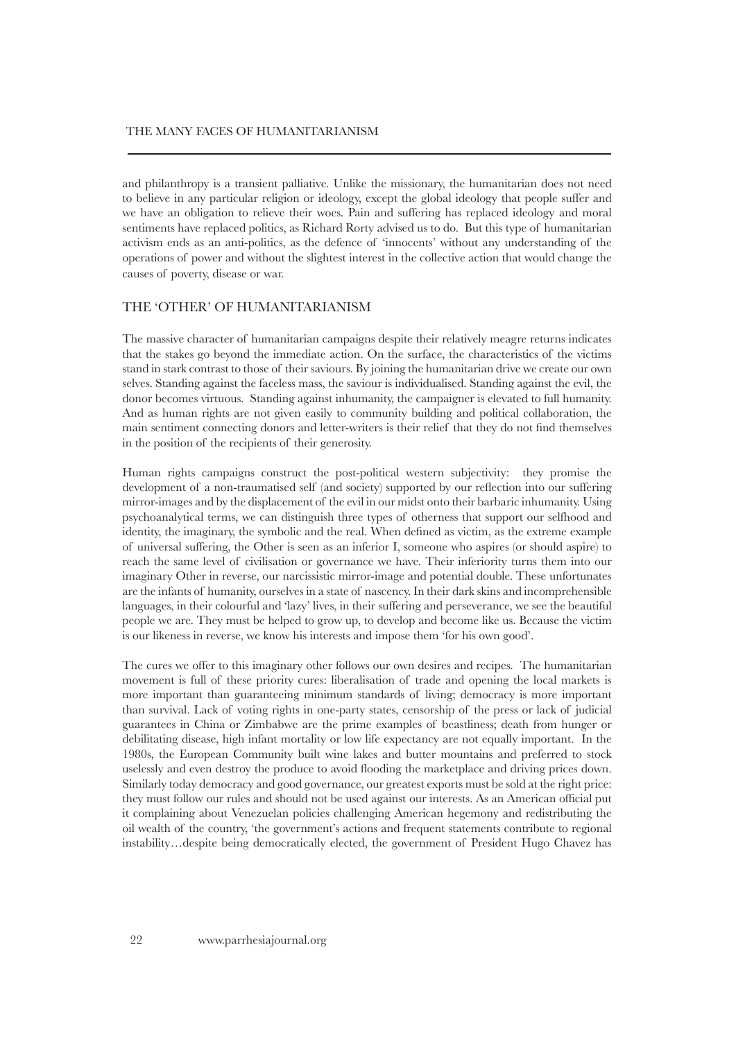and philanthropy is a transient palliative. Unlike the missionary, the humanitarian does not need to believe in any particular religion or ideology, except the global ideology that people suffer and we have an obligation to relieve their woes. Pain and suffering has replaced ideology and moral sentiments have replaced politics, as Richard Rorty advised us to do. But this type of humanitarian activism ends as an anti-politics, as the defence of 'innocents' without any understanding of the operations of power and without the slightest interest in the collective action that would change the causes of poverty, disease or war.

## THE 'OTHER' OF HUMANITARIANISM

The massive character of humanitarian campaigns despite their relatively meagre returns indicates that the stakes go beyond the immediate action. On the surface, the characteristics of the victims stand in stark contrast to those of their saviours. By joining the humanitarian drive we create our own selves. Standing against the faceless mass, the saviour is individualised. Standing against the evil, the donor becomes virtuous. Standing against inhumanity, the campaigner is elevated to full humanity. And as human rights are not given easily to community building and political collaboration, the main sentiment connecting donors and letter-writers is their relief that they do not find themselves in the position of the recipients of their generosity.

Human rights campaigns construct the post-political western subjectivity: they promise the development of a non-traumatised self (and society) supported by our reflection into our suffering mirror-images and by the displacement of the evil in our midst onto their barbaric inhumanity. Using psychoanalytical terms, we can distinguish three types of otherness that support our selfhood and identity, the imaginary, the symbolic and the real. When defined as victim, as the extreme example of universal suffering, the Other is seen as an inferior I, someone who aspires (or should aspire) to reach the same level of civilisation or governance we have. Their inferiority turns them into our imaginary Other in reverse, our narcissistic mirror-image and potential double. These unfortunates are the infants of humanity, ourselves in a state of nascency. In their dark skins and incomprehensible languages, in their colourful and 'lazy' lives, in their suffering and perseverance, we see the beautiful people we are. They must be helped to grow up, to develop and become like us. Because the victim is our likeness in reverse, we know his interests and impose them 'for his own good'.

The cures we offer to this imaginary other follows our own desires and recipes. The humanitarian movement is full of these priority cures: liberalisation of trade and opening the local markets is more important than guaranteeing minimum standards of living; democracy is more important than survival. Lack of voting rights in one-party states, censorship of the press or lack of judicial guarantees in China or Zimbabwe are the prime examples of beastliness; death from hunger or debilitating disease, high infant mortality or low life expectancy are not equally important. In the 1980s, the European Community built wine lakes and butter mountains and preferred to stock uselessly and even destroy the produce to avoid flooding the marketplace and driving prices down. Similarly today democracy and good governance, our greatest exports must be sold at the right price: they must follow our rules and should not be used against our interests. As an American official put it complaining about Venezuelan policies challenging American hegemony and redistributing the oil wealth of the country, 'the government's actions and frequent statements contribute to regional instability…despite being democratically elected, the government of President Hugo Chavez has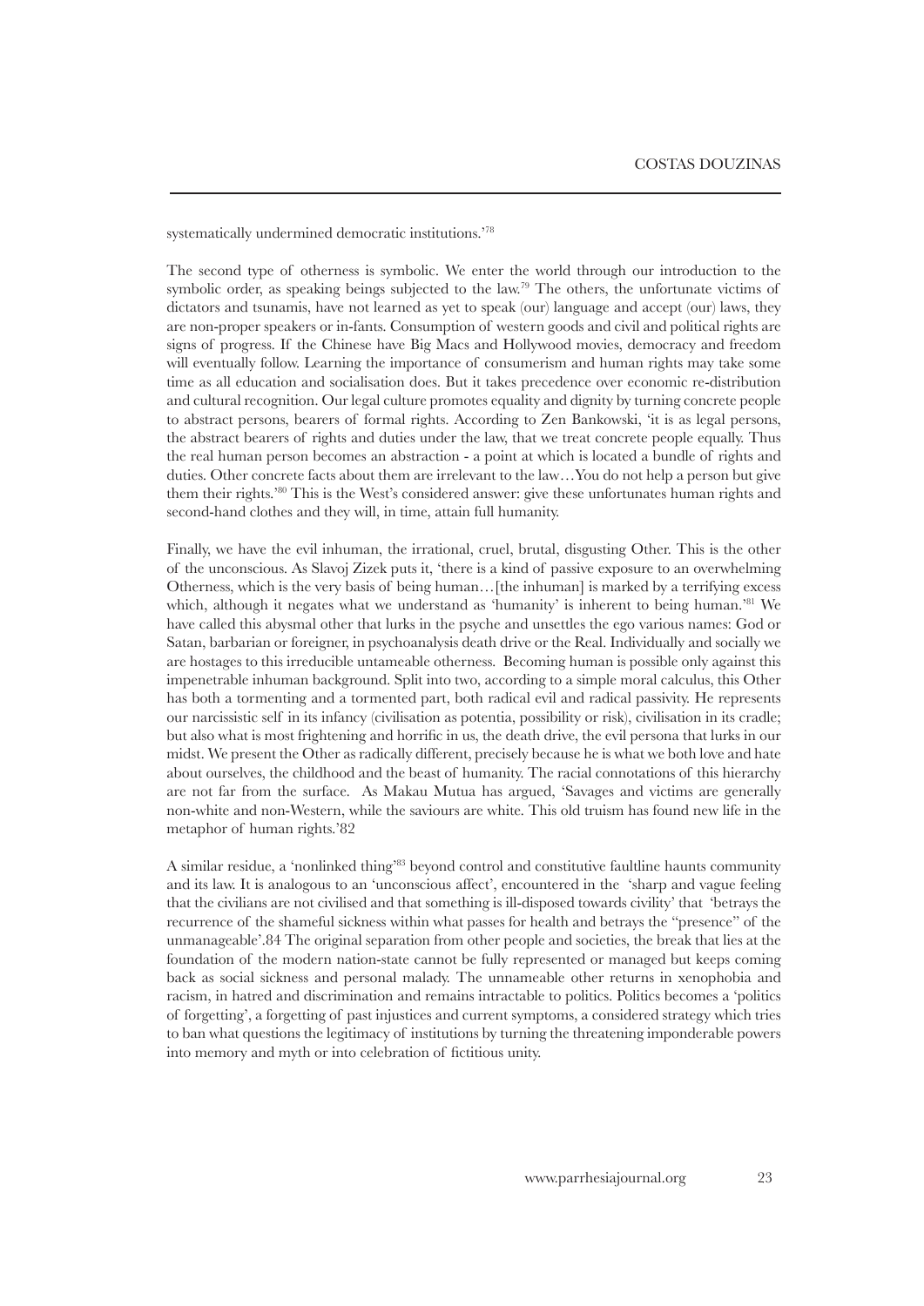systematically undermined democratic institutions.'[78]

The second type of otherness is symbolic. We enter the world through our introduction to the symbolic order, as speaking beings subjected to the law.[79] The others, the unfortunate victims of dictators and tsunamis, have not learned as yet to speak (our) language and accept (our) laws, they are non-proper speakers or in-fants. Consumption of western goods and civil and political rights are signs of progress. If the Chinese have Big Macs and Hollywood movies, democracy and freedom will eventually follow. Learning the importance of consumerism and human rights may take some time as all education and socialisation does. But it takes precedence over economic re-distribution and cultural recognition. Our legal culture promotes equality and dignity by turning concrete people to abstract persons, bearers of formal rights. According to Zen Bankowski, 'it is as legal persons, the abstract bearers of rights and duties under the law, that we treat concrete people equally. Thus the real human person becomes an abstraction - a point at which is located a bundle of rights and duties. Other concrete facts about them are irrelevant to the law…You do not help a person but give them their rights.'[80] This is the West's considered answer: give these unfortunates human rights and second-hand clothes and they will, in time, attain full humanity.

Finally, we have the evil inhuman, the irrational, cruel, brutal, disgusting Other. This is the other of the unconscious. As Slavoj Zizek puts it, 'there is a kind of passive exposure to an overwhelming Otherness, which is the very basis of being human…[the inhuman] is marked by a terrifying excess which, although it negates what we understand as 'humanity' is inherent to being human.'[81] We have called this abysmal other that lurks in the psyche and unsettles the ego various names: God or Satan, barbarian or foreigner, in psychoanalysis death drive or the Real. Individually and socially we are hostages to this irreducible untameable otherness. Becoming human is possible only against this impenetrable inhuman background. Split into two, according to a simple moral calculus, this Other has both a tormenting and a tormented part, both radical evil and radical passivity. He represents our narcissistic self in its infancy (civilisation as potentia, possibility or risk), civilisation in its cradle; but also what is most frightening and horrific in us, the death drive, the evil persona that lurks in our midst. We present the Other as radically different, precisely because he is what we both love and hate about ourselves, the childhood and the beast of humanity. The racial connotations of this hierarchy are not far from the surface. As Makau Mutua has argued, 'Savages and victims are generally non-white and non-Western, while the saviours are white. This old truism has found new life in the metaphor of human rights.'82

A similar residue, a 'nonlinked thing'[83] beyond control and constitutive faultline haunts community and its law. It is analogous to an 'unconscious affect', encountered in the 'sharp and vague feeling that the civilians are not civilised and that something is ill-disposed towards civility' that 'betrays the recurrence of the shameful sickness within what passes for health and betrays the "presence" of the unmanageable'.84 The original separation from other people and societies, the break that lies at the foundation of the modern nation-state cannot be fully represented or managed but keeps coming back as social sickness and personal malady. The unnameable other returns in xenophobia and racism, in hatred and discrimination and remains intractable to politics. Politics becomes a 'politics of forgetting', a forgetting of past injustices and current symptoms, a considered strategy which tries to ban what questions the legitimacy of institutions by turning the threatening imponderable powers into memory and myth or into celebration of fictitious unity.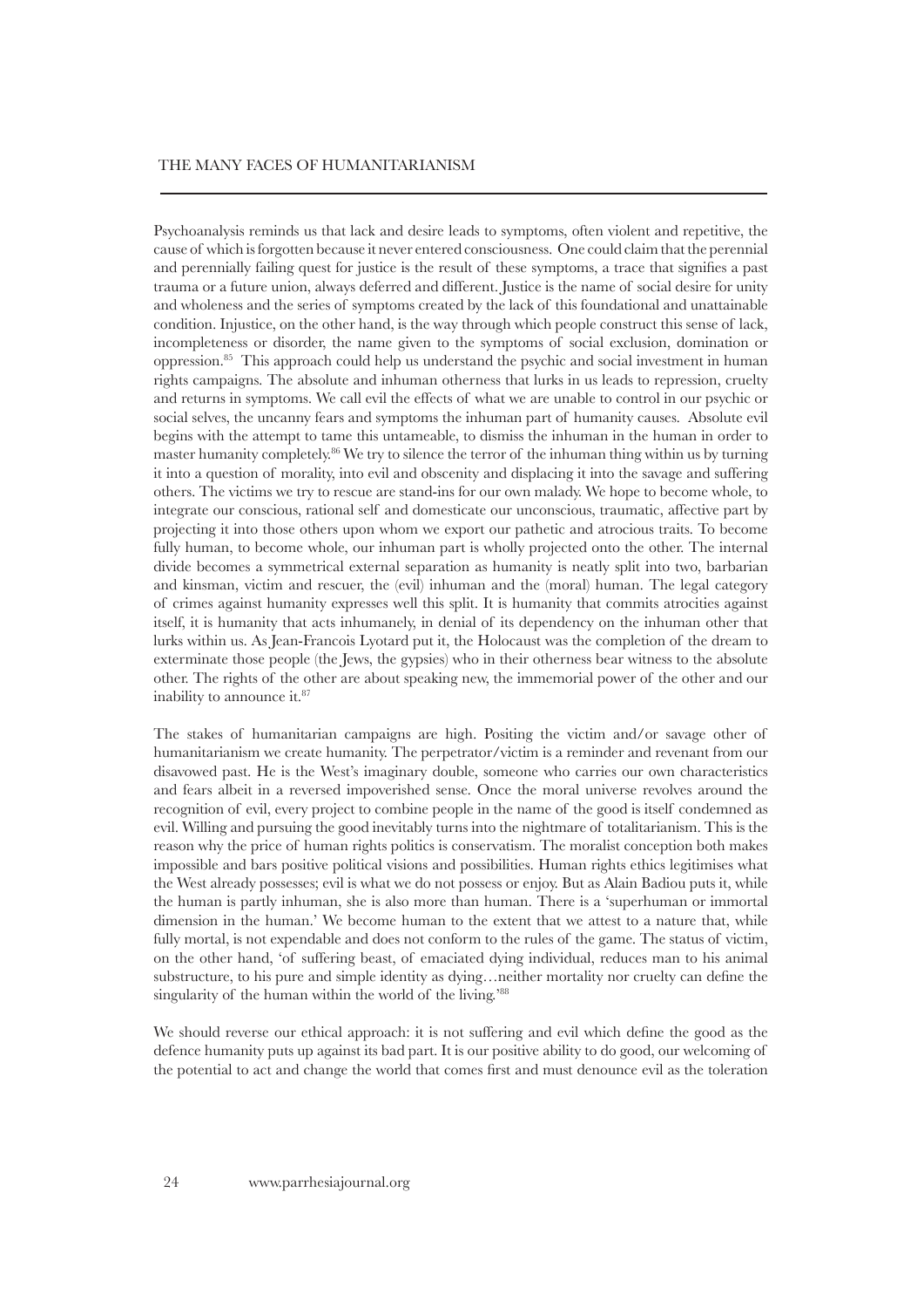Psychoanalysis reminds us that lack and desire leads to symptoms, often violent and repetitive, the cause of which is forgotten because it never entered consciousness. One could claim that the perennial and perennially failing quest for justice is the result of these symptoms, a trace that signifies a past trauma or a future union, always deferred and different. Justice is the name of social desire for unity and wholeness and the series of symptoms created by the lack of this foundational and unattainable condition. Injustice, on the other hand, is the way through which people construct this sense of lack, incompleteness or disorder, the name given to the symptoms of social exclusion, domination or oppression.[85] This approach could help us understand the psychic and social investment in human rights campaigns. The absolute and inhuman otherness that lurks in us leads to repression, cruelty and returns in symptoms. We call evil the effects of what we are unable to control in our psychic or social selves, the uncanny fears and symptoms the inhuman part of humanity causes. Absolute evil begins with the attempt to tame this untameable, to dismiss the inhuman in the human in order to master humanity completely.[86] We try to silence the terror of the inhuman thing within us by turning it into a question of morality, into evil and obscenity and displacing it into the savage and suffering others. The victims we try to rescue are stand-ins for our own malady. We hope to become whole, to integrate our conscious, rational self and domesticate our unconscious, traumatic, affective part by projecting it into those others upon whom we export our pathetic and atrocious traits. To become fully human, to become whole, our inhuman part is wholly projected onto the other. The internal divide becomes a symmetrical external separation as humanity is neatly split into two, barbarian and kinsman, victim and rescuer, the (evil) inhuman and the (moral) human. The legal category of crimes against humanity expresses well this split. It is humanity that commits atrocities against itself, it is humanity that acts inhumanely, in denial of its dependency on the inhuman other that lurks within us. As Jean-Francois Lyotard put it, the Holocaust was the completion of the dream to exterminate those people (the Jews, the gypsies) who in their otherness bear witness to the absolute other. The rights of the other are about speaking new, the immemorial power of the other and our inability to announce it.[87]

The stakes of humanitarian campaigns are high. Positing the victim and/or savage other of humanitarianism we create humanity. The perpetrator/victim is a reminder and revenant from our disavowed past. He is the West's imaginary double, someone who carries our own characteristics and fears albeit in a reversed impoverished sense. Once the moral universe revolves around the recognition of evil, every project to combine people in the name of the good is itself condemned as evil. Willing and pursuing the good inevitably turns into the nightmare of totalitarianism. This is the reason why the price of human rights politics is conservatism. The moralist conception both makes impossible and bars positive political visions and possibilities. Human rights ethics legitimises what the West already possesses; evil is what we do not possess or enjoy. But as Alain Badiou puts it, while the human is partly inhuman, she is also more than human. There is a 'superhuman or immortal dimension in the human.' We become human to the extent that we attest to a nature that, while fully mortal, is not expendable and does not conform to the rules of the game. The status of victim, on the other hand, 'of suffering beast, of emaciated dying individual, reduces man to his animal substructure, to his pure and simple identity as dying…neither mortality nor cruelty can define the singularity of the human within the world of the living.'[88]

We should reverse our ethical approach: it is not suffering and evil which define the good as the defence humanity puts up against its bad part. It is our positive ability to do good, our welcoming of the potential to act and change the world that comes first and must denounce evil as the toleration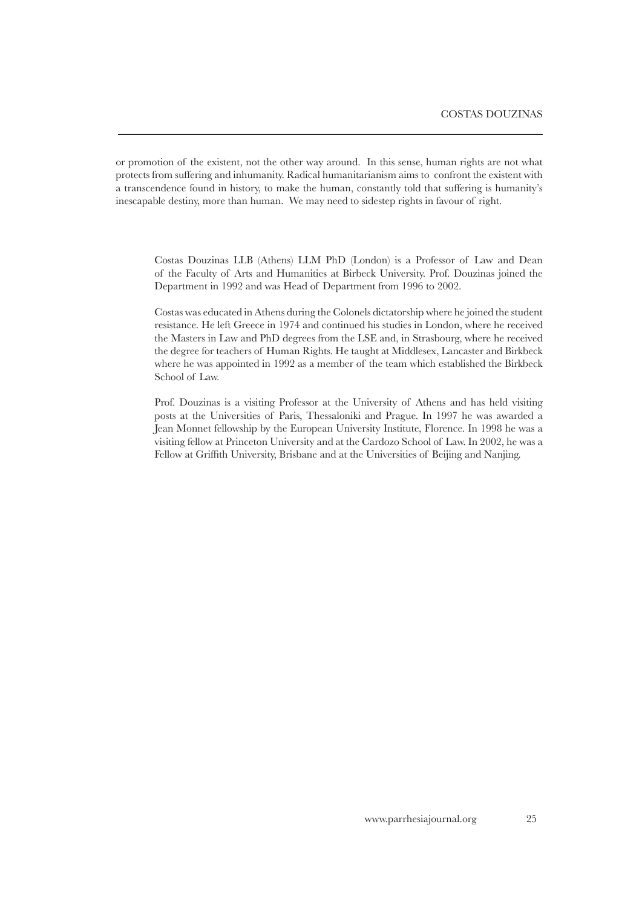or promotion of the existent, not the other way around. In this sense, human rights are not what protects from suffering and inhumanity. Radical humanitarianism aims to confront the existent with a transcendence found in history, to make the human, constantly told that suffering is humanity's inescapable destiny, more than human. We may need to sidestep rights in favour of right.

Costas Douzinas LLB (Athens) LLM PhD (London) is a Professor of Law and Dean of the Faculty of Arts and Humanities at Birbeck University. Prof. Douzinas joined the Department in 1992 and was Head of Department from 1996 to 2002.

Costas was educated in Athens during the Colonels dictatorship where he joined the student resistance. He left Greece in 1974 and continued his studies in London, where he received the Masters in Law and PhD degrees from the LSE and, in Strasbourg, where he received the degree for teachers of Human Rights. He taught at Middlesex, Lancaster and Birkbeck where he was appointed in 1992 as a member of the team which established the Birkbeck School of Law.

Prof. Douzinas is a visiting Professor at the University of Athens and has held visiting posts at the Universities of Paris, Thessaloniki and Prague. In 1997 he was awarded a Jean Monnet fellowship by the European University Institute, Florence. In 1998 he was a visiting fellow at Princeton University and at the Cardozo School of Law. In 2002, he was a Fellow at Griffith University, Brisbane and at the Universities of Beijing and Nanjing.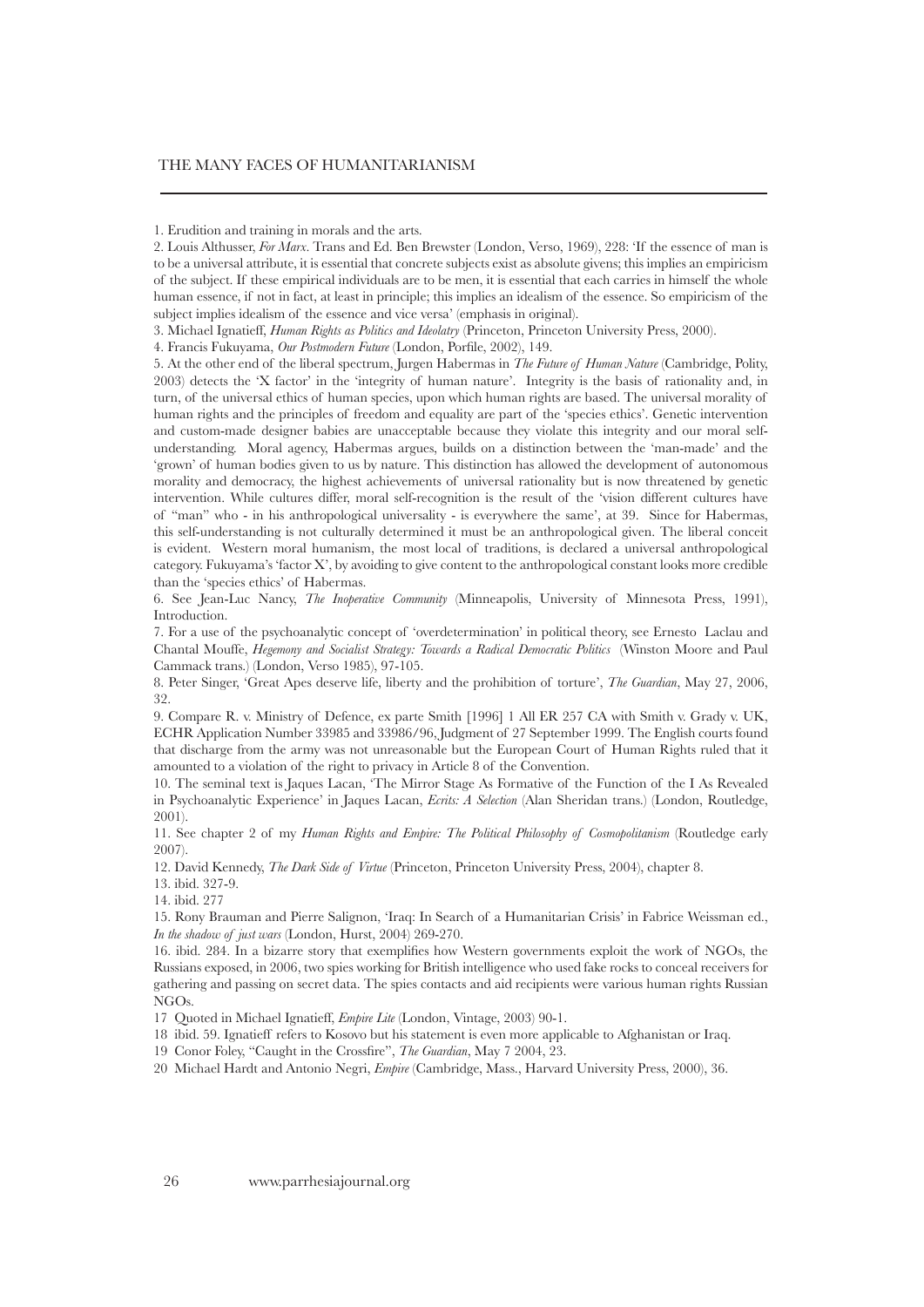1. Erudition and training in morals and the arts.

2. Louis Althusser, *For Marx*. Trans and Ed. Ben Brewster (London, Verso, 1969), 228: 'If the essence of man is to be a universal attribute, it is essential that concrete subjects exist as absolute givens; this implies an empiricism of the subject. If these empirical individuals are to be men, it is essential that each carries in himself the whole human essence, if not in fact, at least in principle; this implies an idealism of the essence. So empiricism of the subject implies idealism of the essence and vice versa' (emphasis in original).

3. Michael Ignatieff, *Human Rights as Politics and Ideolatry* (Princeton, Princeton University Press, 2000).

4. Francis Fukuyama, *Our Postmodern Future* (London, Porfile, 2002), 149.

5. At the other end of the liberal spectrum, Jurgen Habermas in *The Future of Human Nature* (Cambridge, Polity, 2003) detects the 'X factor' in the 'integrity of human nature'. Integrity is the basis of rationality and, in turn, of the universal ethics of human species, upon which human rights are based. The universal morality of human rights and the principles of freedom and equality are part of the 'species ethics'. Genetic intervention and custom-made designer babies are unacceptable because they violate this integrity and our moral self-understanding. Moral agency, Habermas argues, builds on a distinction between the 'man-made' and the 'grown' of human bodies given to us by nature. This distinction has allowed the development of autonomous morality and democracy, the highest achievements of universal rationality but is now threatened by genetic intervention. While cultures differ, moral self-recognition is the result of the 'vision different cultures have of "man" who - in his anthropological universality - is everywhere the same', at 39. Since for Habermas, this self-understanding is not culturally determined it must be an anthropological given. The liberal conceit is evident. Western moral humanism, the most local of traditions, is declared a universal anthropological category. Fukuyama's 'factor X', by avoiding to give content to the anthropological constant looks more credible than the 'species ethics' of Habermas.

6. See Jean-Luc Nancy, *The Inoperative Community* (Minneapolis, University of Minnesota Press, 1991), Introduction.

7. For a use of the psychoanalytic concept of 'overdetermination' in political theory, see Ernesto Laclau and Chantal Mouffe, *Hegemony and Socialist Strategy: Towards a Radical Democratic Politics* (Winston Moore and Paul Cammack trans.) (London, Verso 1985), 97-105.

8. Peter Singer, 'Great Apes deserve life, liberty and the prohibition of torture', *The Guardian*, May 27, 2006, 32.

9. Compare R. v. Ministry of Defence, ex parte Smith [1996] 1 All ER 257 CA with Smith v. Grady v. UK, ECHR Application Number 33985 and 33986/96, Judgment of 27 September 1999. The English courts found that discharge from the army was not unreasonable but the European Court of Human Rights ruled that it amounted to a violation of the right to privacy in Article 8 of the Convention.

10. The seminal text is Jaques Lacan, 'The Mirror Stage As Formative of the Function of the I As Revealed in Psychoanalytic Experience' in Jacques Lacan, *Ecrits: A Selection* (Alan Sheridan trans.) (London, Routledge, 2001).

11. See chapter 2 of my *Human Rights and Empire: The Political Philosophy of Cosmopolitanism* (Routledge early 2007).

12. David Kennedy, *The Dark Side of Virtue* (Princeton, Princeton University Press, 2004), chapter 8.

13. ibid. 327-9.

14. ibid. 277

15. Rony Brauman and Pierre Salignon, 'Iraq: In Search of a Humanitarian Crisis' in Fabrice Weissman ed., *In the shadow of just wars* (London, Hurst, 2004) 269-270.

16. ibid. 284. In a bizarre story that exemplifies how Western governments exploit the work of NGOs, the Russians exposed, in 2006, two spies working for British intelligence who used fake rocks to conceal receivers for gathering and passing on secret data. The spies contacts and aid recipients were various human rights Russian NGOs.

17 Quoted in Michael Ignatieff, *Empire Lite* (London, Vintage, 2003) 90-1.

18 ibid. 59. Ignatieff refers to Kosovo but his statement is even more applicable to Afghanistan or Iraq.

19 Conor Foley, "Caught in the Crossfire", *The Guardian*, May 7 2004, 23.

20 Michael Hardt and Antonio Negri, *Empire* (Cambridge, Mass., Harvard University Press, 2000), 36.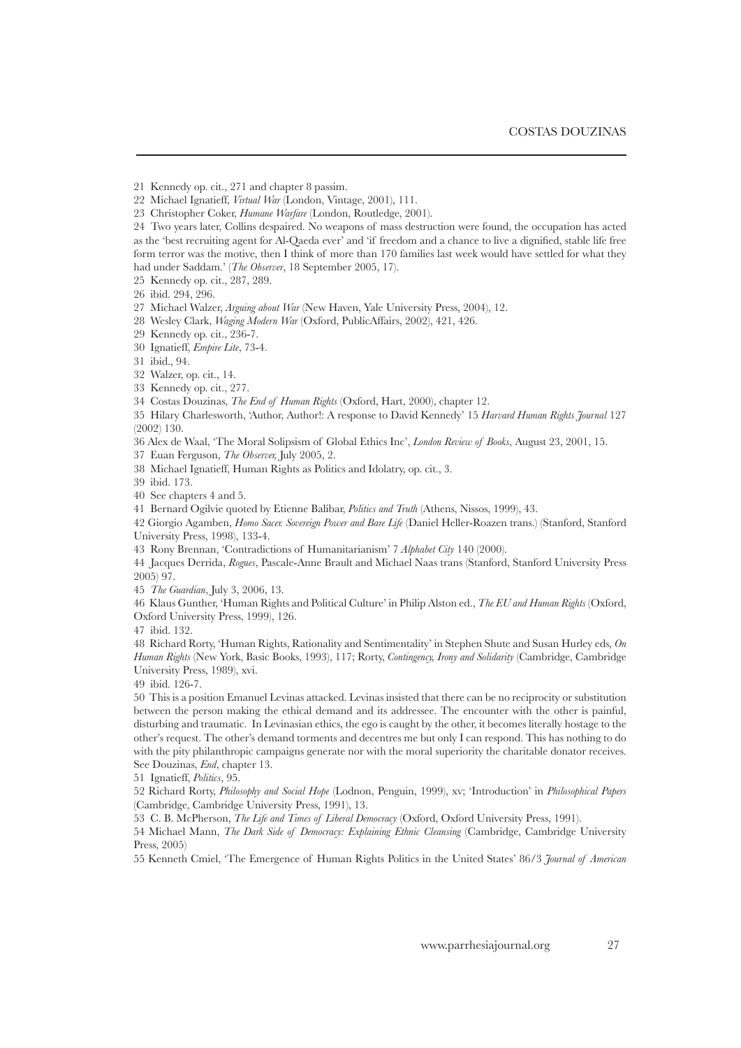21 Kennedy op. cit., 271 and chapter 8 passim.

22 Michael Ignatieff, *Virtual War* (London, Vintage, 2001), 111.

23 Christopher Coker, *Humane Warfare* (London, Routledge, 2001).

24 Two years later, Collins despaired. No weapons of mass destruction were found, the occupation has acted as the 'best recruiting agent for Al-Qaeda ever' and 'if freedom and a chance to live a dignified, stable life free form terror was the motive, then I think of more than 170 families last week would have settled for what they had under Saddam.' (*The Observer*, 18 September 2005, 17).

25 Kennedy op. cit., 287, 289.

26 ibid. 294, 296.

27 Michael Walzer, *Arguing about War* (New Haven, Yale University Press, 2004), 12.

28 Wesley Clark, *Waging Modern War* (Oxford, PublicAffairs, 2002), 421, 426.

29 Kennedy op. cit., 236-7.

30 Ignatieff, *Empire Lite*, 73-4.

31 ibid., 94.

32 Walzer, op. cit., 14.

33 Kennedy op. cit., 277.

34 Costas Douzinas, *The End of Human Rights* (Oxford, Hart, 2000), chapter 12.

35 Hilary Charlesworth, 'Author, Author!: A response to David Kennedy' 15 *Harvard Human Rights Journal* 127 (2002) 130.

36 Alex de Waal, 'The Moral Solipsism of Global Ethics Inc', *London Review of Books*, August 23, 2001, 15.

37 Euan Ferguson, *The Observer*, July 2005, 2.

38 Michael Ignatieff, Human Rights as Politics and Idolatry, op. cit., 3.

39 ibid. 173.

40 See chapters 4 and 5.

41 Bernard Ogilvie quoted by Etienne Balibar, *Politics and Truth* (Athens, Nissos, 1999), 43.

42 Giorgio Agamben, *Homo Sacer. Sovereign Power and Bare Life* (Daniel Heller-Roazen trans.) (Stanford, Stanford University Press, 1998), 133-4.

43 Rony Brennan, 'Contradictions of Humanitarianism' 7 *Alphabet City* 140 (2000).

44 Jacques Derrida, *Rogues*, Pascale-Anne Brault and Michael Naas trans (Stanford, Stanford University Press 2005) 97.

45 *The Guardian*, July 3, 2006, 13.

46 Klaus Gunther, 'Human Rights and Political Culture' in Philip Alston ed., *The EU and Human Rights* (Oxford, Oxford University Press, 1999), 126.

47 ibid. 132.

48 Richard Rorty, 'Human Rights, Rationality and Sentimentality' in Stephen Shute and Susan Hurley eds, *On Human Rights* (New York, Basic Books, 1993), 117; Rorty, *Contingency, Irony and Solidarity* (Cambridge, Cambridge University Press, 1989), xvi.

49 ibid. 126-7.

50 This is a position Emanuel Levinas attacked. Levinas insisted that there can be no reciprocity or substitution between the person making the ethical demand and its addressee. The encounter with the other is painful, disturbing and traumatic. In Levinasian ethics, the ego is caught by the other, it becomes literally hostage to the other's request. The other's demand torments and decentres me but only I can respond. This has nothing to do with the pity philanthropic campaigns generate nor with the moral superiority the charitable donator receives. See Douzinas, *End*, chapter 13.

51 Ignatieff, *Politics*, 95.

52 Richard Rorty, *Philosophy and Social Hope* (Lodnon, Penguin, 1999), xv; 'Introduction' in *Philosophical Papers* (Cambridge, Cambridge University Press, 1991), 13.

53 C. B. McPherson, *The Life and Times of Liberal Democracy* (Oxford, Oxford University Press, 1991).

54 Michael Mann, *The Dark Side of Democracy: Explaining Ethnic Cleansing* (Cambridge, Cambridge University Press, 2005)

55 Kenneth Cmiel, 'The Emergence of Human Rights Politics in the United States' 86/3 *Journal of American*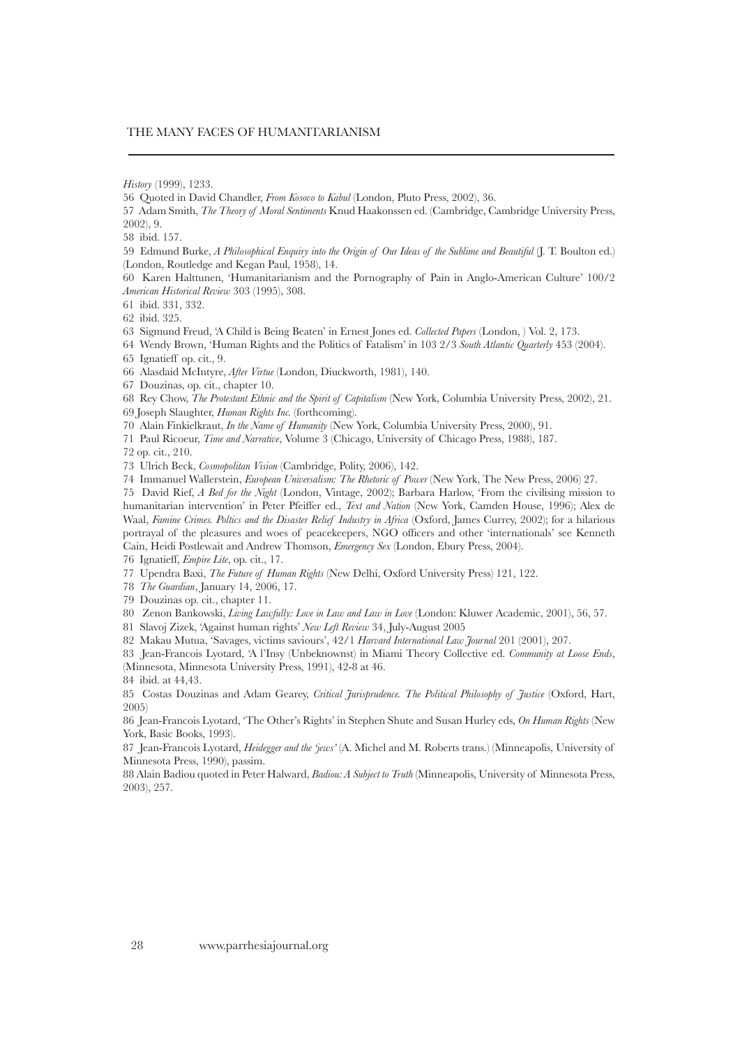*History* (1999), 1233.

56 Quoted in David Chandler, *From Kosovo to Kabul* (London, Pluto Press, 2002), 36.

57 Adam Smith, *The Theory of Moral Sentiments* Knud Haakonssen ed. (Cambridge, Cambridge University Press, 2002), 9.

58 ibid. 157.

59 Edmund Burke, *A Philosophical Enquiry into the Origin of Our Ideas of the Sublime and Beautiful* (J. T. Boulton ed.) (London, Routledge and Kegan Paul, 1958), 14.

60 Karen Halttunen, 'Humanitarianism and the Pornography of Pain in Anglo-American Culture' 100/2 *American Historical Review* 303 (1995), 308.

61 ibid. 331, 332.

62 ibid. 325.

63 Sigmund Freud, 'A Child is Being Beaten' in Ernest Jones ed. *Collected Papers* (London, ) Vol. 2, 173.

64 Wendy Brown, 'Human Rights and the Politics of Fatalism' in 103 2/3 *South Atlantic Quarterly* 453 (2004).

65 Ignatieff op. cit., 9.

66 Alasdaid McIntyre, *After Virtue* (London, Diuckworth, 1981), 140.

67 Douzinas, op. cit., chapter 10.

68 Rey Chow, *The Protestant Ethnic and the Spirit of Capitalism* (New York, Columbia University Press, 2002), 21.

69 Joseph Slaughter, *Human Rights Inc.* (forthcoming).

70 Alain Finkielkraut, *In the Name of Humanity* (New York, Columbia University Press, 2000), 91.

71 Paul Ricoeur, *Time and Narrative*, Volume 3 (Chicago, University of Chicago Press, 1988), 187.

72 op. cit., 210.

73 Ulrich Beck, *Cosmopolitan Vision* (Cambridge, Polity, 2006), 142.

74 Immanuel Wallerstein, *European Universalism: The Rhetoric of Power* (New York, The New Press, 2006) 27.

75 David Rief, *A Bed for the Night* (London, Vintage, 2002); Barbara Harlow, 'From the civilising mission to humanitarian intervention' in Peter Pfeiffer ed., *Text and Nation* (New York, Camden House, 1996); Alex de Waal, *Famine Crimes. Poltics and the Disaster Relief Industry in Africa* (Oxford, James Currey, 2002); for a hilarious portrayal of the pleasures and woes of peacekeepers, NGO officers and other 'internationals' see Kenneth Cain, Heidi Postlewait and Andrew Thomson, *Emergency Sex* (London, Ebury Press, 2004).

76 Ignatieff, *Empire Lite*, op. cit., 17.

77 Upendra Baxi, *The Future of Human Rights* (New Delhi, Oxford University Press) 121, 122.

78 *The Guardian*, January 14, 2006, 17.

79 Douzinas op. cit., chapter 11.

80 Zenon Bankowski, *Living Lawfully: Love in Law and Law in Love* (London: Kluwer Academic, 2001), 56, 57.

81 Slavoj Zizek, 'Against human rights' *New Left Review* 34, July-August 2005

82 Makau Mutua, 'Savages, victims saviours', 42/1 *Harvard International Law Journal* 201 (2001), 207.

83 Jean-Francois Lyotard, 'A l'Insy (Unbeknownst) in Miami Theory Collective ed. *Community at Loose Ends*, (Minnesota, Minnesota University Press, 1991), 42-8 at 46.

84 ibid. at 44,43.

85 Costas Douzinas and Adam Gearey, *Critical Jurisprudence. The Political Philosophy of Justice* (Oxford, Hart, 2005)

86 Jean-Francois Lyotard, 'The Other's Rights' in Stephen Shute and Susan Hurley eds, *On Human Rights* (New York, Basic Books, 1993).

87 Jean-Francois Lyotard, *Heidegger and the 'Jews'* (A. Michel and M. Roberts trans.) (Minneapolis, University of Minnesota Press, 1990), passim.

88 Alain Badiou quoted in Peter Halward, *Badiou: A Subject to Truth* (Minneapolis, University of Minnesota Press, 2003), 257.